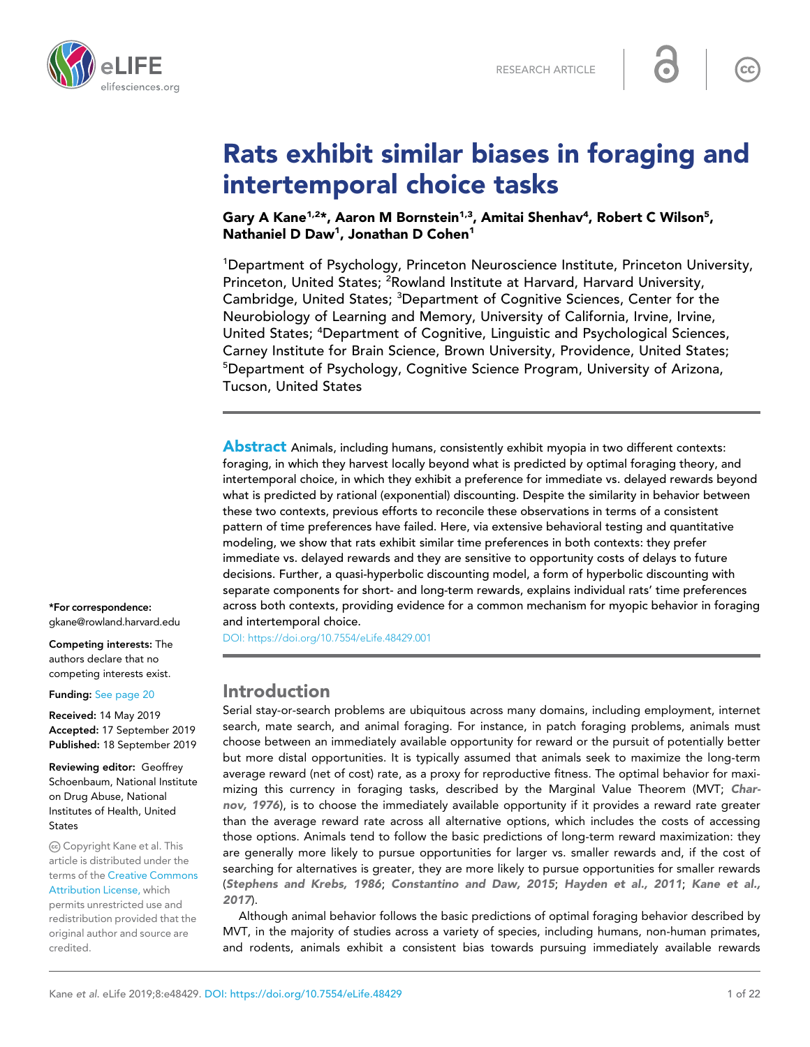RESEARCH ARTICLE

# Rats exhibit similar biases in foraging and intertemporal choice tasks

**Gary A Kane[1,2]*, Aaron M Bornstein[1,3], Amitai Shenhav[4], Robert C Wilson[5], Nathaniel D Daw[1], Jonathan D Cohen[1]**

[1]Department of Psychology, Princeton Neuroscience Institute, Princeton University, Princeton, United States; [2]Rowland Institute at Harvard, Harvard University, Cambridge, United States; [3]Department of Cognitive Sciences, Center for the Neurobiology of Learning and Memory, University of California, Irvine, Irvine, United States; [4]Department of Cognitive, Linguistic and Psychological Sciences, Carney Institute for Brain Science, Brown University, Providence, United States; [5]Department of Psychology, Cognitive Science Program, University of Arizona, Tucson, United States

**Abstract** Animals, including humans, consistently exhibit myopia in two different contexts: foraging, in which they harvest locally beyond what is predicted by optimal foraging theory, and intertemporal choice, in which they exhibit a preference for immediate vs. delayed rewards beyond what is predicted by rational (exponential) discounting. Despite the similarity in behavior between these two contexts, previous efforts to reconcile these observations in terms of a consistent pattern of time preferences have failed. Here, via extensive behavioral testing and quantitative modeling, we show that rats exhibit similar time preferences in both contexts: they prefer immediate vs. delayed rewards and they are sensitive to opportunity costs of delays to future decisions. Further, a quasi-hyperbolic discounting model, a form of hyperbolic discounting with separate components for short- and long-term rewards, explains individual rats' time preferences across both contexts, providing evidence for a common mechanism for myopic behavior in foraging and intertemporal choice.

DOI: https://doi.org/10.7554/eLife.48429.001

*For correspondence: gkane@rowland.harvard.edu

**Competing interests:** The authors declare that no competing interests exist.

**Funding:** See page 20

**Received:** 14 May 2019
**Accepted:** 17 September 2019
**Published:** 18 September 2019

**Reviewing editor:** Geoffrey Schoenbaum, National Institute on Drug Abuse, National Institutes of Health, United States

Copyright Kane et al. This article is distributed under the terms of the Creative Commons Attribution License, which permits unrestricted use and redistribution provided that the original author and source are credited.

## Introduction

Serial stay-or-search problems are ubiquitous across many domains, including employment, internet search, mate search, and animal foraging. For instance, in patch foraging problems, animals must choose between an immediately available opportunity for reward or the pursuit of potentially better but more distal opportunities. It is typically assumed that animals seek to maximize the long-term average reward (net of cost) rate, as a proxy for reproductive fitness. The optimal behavior for maximizing this currency in foraging tasks, described by the Marginal Value Theorem (MVT; ***Charnov, 1976***), is to choose the immediately available opportunity if it provides a reward rate greater than the average reward rate across all alternative options, which includes the costs of accessing those options. Animals tend to follow the basic predictions of long-term reward maximization: they are generally more likely to pursue opportunities for larger vs. smaller rewards and, if the cost of searching for alternatives is greater, they are more likely to pursue opportunities for smaller rewards (***Stephens and Krebs, 1986***; ***Constantino and Daw, 2015***; ***Hayden et al., 2011***; ***Kane et al., 2017***).

Although animal behavior follows the basic predictions of optimal foraging behavior described by MVT, in the majority of studies across a variety of species, including humans, non-human primates, and rodents, animals exhibit a consistent bias towards pursuing immediately available rewards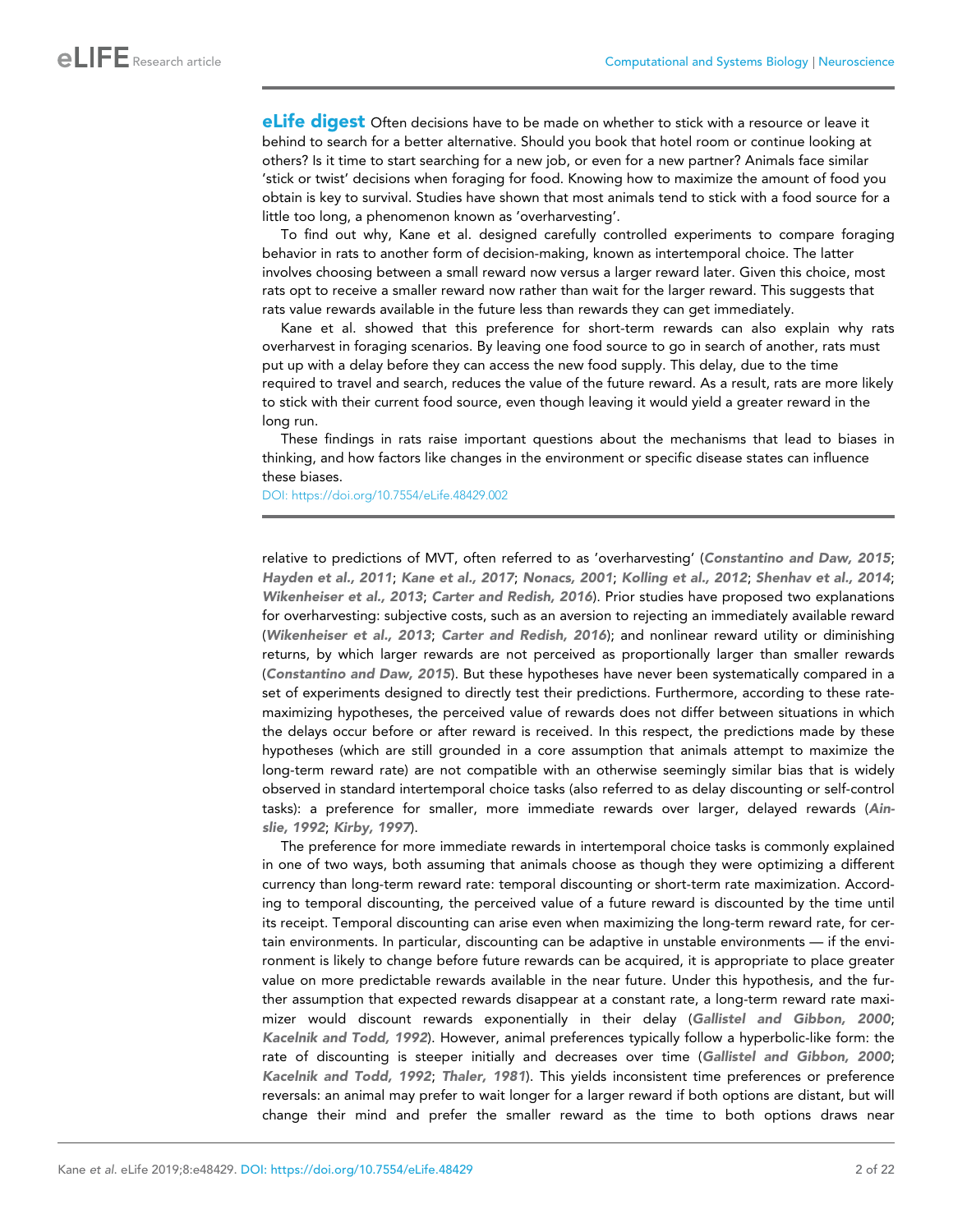**eLife digest** Often decisions have to be made on whether to stick with a resource or leave it behind to search for a better alternative. Should you book that hotel room or continue looking at others? Is it time to start searching for a new job, or even for a new partner? Animals face similar 'stick or twist' decisions when foraging for food. Knowing how to maximize the amount of food you obtain is key to survival. Studies have shown that most animals tend to stick with a food source for a little too long, a phenomenon known as 'overharvesting'.

To find out why, Kane et al. designed carefully controlled experiments to compare foraging behavior in rats to another form of decision-making, known as intertemporal choice. The latter involves choosing between a small reward now versus a larger reward later. Given this choice, most rats opt to receive a smaller reward now rather than wait for the larger reward. This suggests that rats value rewards available in the future less than rewards they can get immediately.

Kane et al. showed that this preference for short-term rewards can also explain why rats overharvest in foraging scenarios. By leaving one food source to go in search of another, rats must put up with a delay before they can access the new food supply. This delay, due to the time required to travel and search, reduces the value of the future reward. As a result, rats are more likely to stick with their current food source, even though leaving it would yield a greater reward in the long run.

These findings in rats raise important questions about the mechanisms that lead to biases in thinking, and how factors like changes in the environment or specific disease states can influence these biases.

DOI: https://doi.org/10.7554/eLife.48429.002

relative to predictions of MVT, often referred to as 'overharvesting' (**Constantino and Daw, 2015**; **Hayden et al., 2011**; **Kane et al., 2017**; **Nonacs, 2001**; **Kolling et al., 2012**; **Shenhav et al., 2014**; **Wikenheiser et al., 2013**; **Carter and Redish, 2016**). Prior studies have proposed two explanations for overharvesting: subjective costs, such as an aversion to rejecting an immediately available reward (**Wikenheiser et al., 2013**; **Carter and Redish, 2016**); and nonlinear reward utility or diminishing returns, by which larger rewards are not perceived as proportionally larger than smaller rewards (**Constantino and Daw, 2015**). But these hypotheses have never been systematically compared in a set of experiments designed to directly test their predictions. Furthermore, according to these rate-maximizing hypotheses, the perceived value of rewards does not differ between situations in which the delays occur before or after reward is received. In this respect, the predictions made by these hypotheses (which are still grounded in a core assumption that animals attempt to maximize the long-term reward rate) are not compatible with an otherwise seemingly similar bias that is widely observed in standard intertemporal choice tasks (also referred to as delay discounting or self-control tasks): a preference for smaller, more immediate rewards over larger, delayed rewards (**Ainslie, 1992**; **Kirby, 1997**).

The preference for more immediate rewards in intertemporal choice tasks is commonly explained in one of two ways, both assuming that animals choose as though they were optimizing a different currency than long-term reward rate: temporal discounting or short-term rate maximization. According to temporal discounting, the perceived value of a future reward is discounted by the time until its receipt. Temporal discounting can arise even when maximizing the long-term reward rate, for certain environments. In particular, discounting can be adaptive in unstable environments — if the environment is likely to change before future rewards can be acquired, it is appropriate to place greater value on more predictable rewards available in the near future. Under this hypothesis, and the further assumption that expected rewards disappear at a constant rate, a long-term reward rate maximizer would discount rewards exponentially in their delay (**Gallistel and Gibbon, 2000**; **Kacelnik and Todd, 1992**). However, animal preferences typically follow a hyperbolic-like form: the rate of discounting is steeper initially and decreases over time (**Gallistel and Gibbon, 2000**; **Kacelnik and Todd, 1992**; **Thaler, 1981**). This yields inconsistent time preferences or preference reversals: an animal may prefer to wait longer for a larger reward if both options are distant, but will change their mind and prefer the smaller reward as the time to both options draws near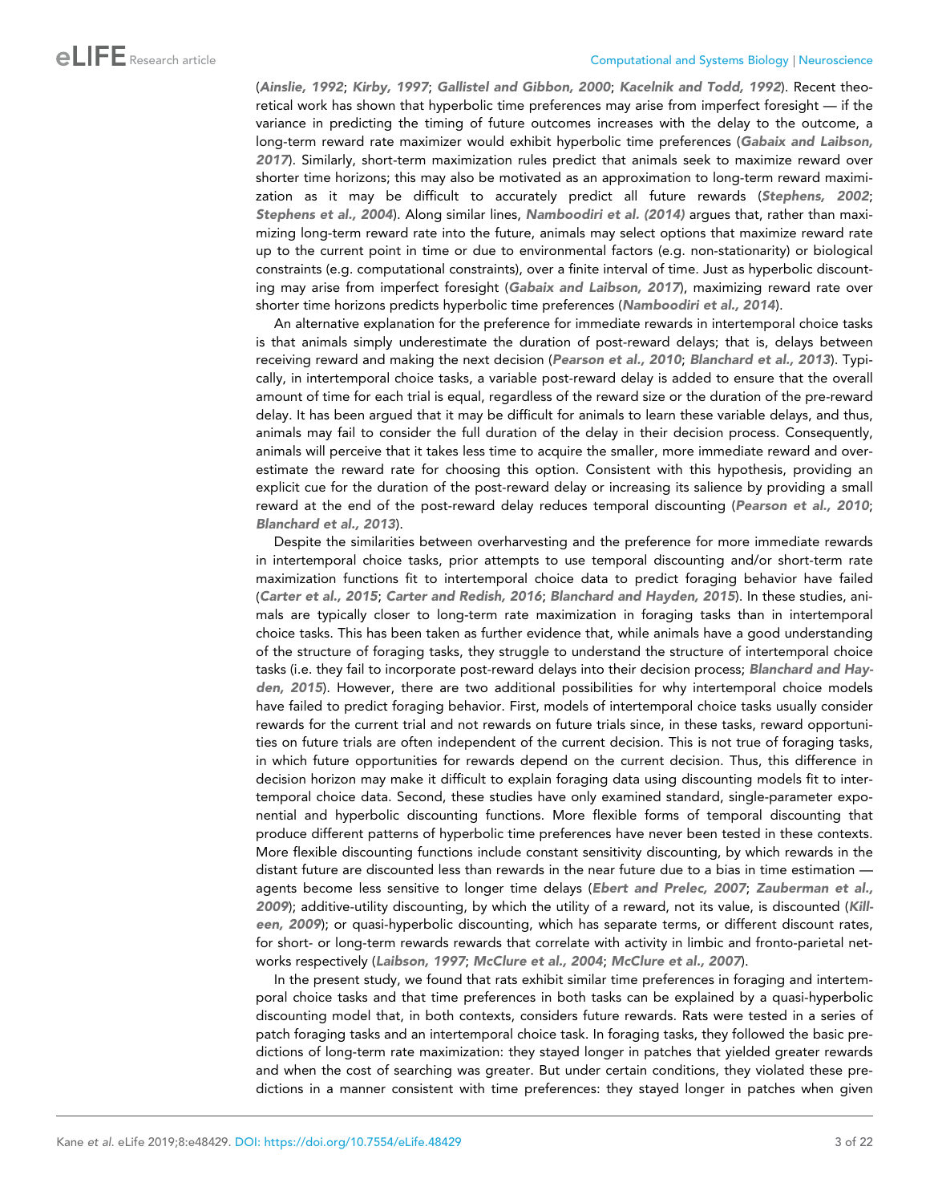(*Ainslie, 1992*; *Kirby, 1997*; *Gallistel and Gibbon, 2000*; *Kacelnik and Todd, 1992*). Recent theoretical work has shown that hyperbolic time preferences may arise from imperfect foresight — if the variance in predicting the timing of future outcomes increases with the delay to the outcome, a long-term reward rate maximizer would exhibit hyperbolic time preferences (*Gabaix and Laibson, 2017*). Similarly, short-term maximization rules predict that animals seek to maximize reward over shorter time horizons; this may also be motivated as an approximation to long-term reward maximization as it may be difficult to accurately predict all future rewards (*Stephens, 2002*; *Stephens et al., 2004*). Along similar lines, *Namboodiri et al. (2014)* argues that, rather than maximizing long-term reward rate into the future, animals may select options that maximize reward rate up to the current point in time or due to environmental factors (e.g. non-stationarity) or biological constraints (e.g. computational constraints), over a finite interval of time. Just as hyperbolic discounting may arise from imperfect foresight (*Gabaix and Laibson, 2017*), maximizing reward rate over shorter time horizons predicts hyperbolic time preferences (*Namboodiri et al., 2014*).

An alternative explanation for the preference for immediate rewards in intertemporal choice tasks is that animals simply underestimate the duration of post-reward delays; that is, delays between receiving reward and making the next decision (*Pearson et al., 2010*; *Blanchard et al., 2013*). Typically, in intertemporal choice tasks, a variable post-reward delay is added to ensure that the overall amount of time for each trial is equal, regardless of the reward size or the duration of the pre-reward delay. It has been argued that it may be difficult for animals to learn these variable delays, and thus, animals may fail to consider the full duration of the delay in their decision process. Consequently, animals will perceive that it takes less time to acquire the smaller, more immediate reward and overestimate the reward rate for choosing this option. Consistent with this hypothesis, providing an explicit cue for the duration of the post-reward delay or increasing its salience by providing a small reward at the end of the post-reward delay reduces temporal discounting (*Pearson et al., 2010*; *Blanchard et al., 2013*).

Despite the similarities between overharvesting and the preference for more immediate rewards in intertemporal choice tasks, prior attempts to use temporal discounting and/or short-term rate maximization functions fit to intertemporal choice data to predict foraging behavior have failed (*Carter et al., 2015*; *Carter and Redish, 2016*; *Blanchard and Hayden, 2015*). In these studies, animals are typically closer to long-term rate maximization in foraging tasks than in intertemporal choice tasks. This has been taken as further evidence that, while animals have a good understanding of the structure of foraging tasks, they struggle to understand the structure of intertemporal choice tasks (i.e. they fail to incorporate post-reward delays into their decision process; *Blanchard and Hayden, 2015*). However, there are two additional possibilities for why intertemporal choice models have failed to predict foraging behavior. First, models of intertemporal choice tasks usually consider rewards for the current trial and not rewards on future trials since, in these tasks, reward opportunities on future trials are often independent of the current decision. This is not true of foraging tasks, in which future opportunities for rewards depend on the current decision. Thus, this difference in decision horizon may make it difficult to explain foraging data using discounting models fit to intertemporal choice data. Second, these studies have only examined standard, single-parameter exponential and hyperbolic discounting functions. More flexible forms of temporal discounting that produce different patterns of hyperbolic time preferences have never been tested in these contexts. More flexible discounting functions include constant sensitivity discounting, by which rewards in the distant future are discounted less than rewards in the near future due to a bias in time estimation — agents become less sensitive to longer time delays (*Ebert and Prelec, 2007*; *Zauberman et al., 2009*); additive-utility discounting, by which the utility of a reward, not its value, is discounted (*Killeen, 2009*); or quasi-hyperbolic discounting, which has separate terms, or different discount rates, for short- or long-term rewards rewards that correlate with activity in limbic and fronto-parietal networks respectively (*Laibson, 1997*; *McClure et al., 2004*; *McClure et al., 2007*).

In the present study, we found that rats exhibit similar time preferences in foraging and intertemporal choice tasks and that time preferences in both tasks can be explained by a quasi-hyperbolic discounting model that, in both contexts, considers future rewards. Rats were tested in a series of patch foraging tasks and an intertemporal choice task. In foraging tasks, they followed the basic predictions of long-term rate maximization: they stayed longer in patches that yielded greater rewards and when the cost of searching was greater. But under certain conditions, they violated these predictions in a manner consistent with time preferences: they stayed longer in patches when given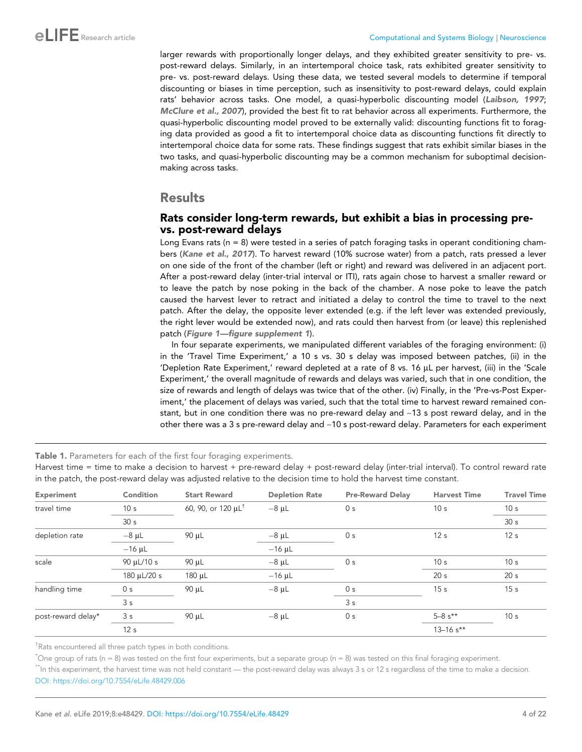larger rewards with proportionally longer delays, and they exhibited greater sensitivity to pre- vs. post-reward delays. Similarly, in an intertemporal choice task, rats exhibited greater sensitivity to pre- vs. post-reward delays. Using these data, we tested several models to determine if temporal discounting or biases in time perception, such as insensitivity to post-reward delays, could explain rats' behavior across tasks. One model, a quasi-hyperbolic discounting model (*Laibson, 1997*; *McClure et al., 2007*), provided the best fit to rat behavior across all experiments. Furthermore, the quasi-hyperbolic discounting model proved to be externally valid: discounting functions fit to foraging data provided as good a fit to intertemporal choice data as discounting functions fit directly to intertemporal choice data for some rats. These findings suggest that rats exhibit similar biases in the two tasks, and quasi-hyperbolic discounting may be a common mechanism for suboptimal decision-making across tasks.

## Results

### Rats consider long-term rewards, but exhibit a bias in processing pre- vs. post-reward delays

Long Evans rats (n = 8) were tested in a series of patch foraging tasks in operant conditioning chambers (*Kane et al., 2017*). To harvest reward (10% sucrose water) from a patch, rats pressed a lever on one side of the front of the chamber (left or right) and reward was delivered in an adjacent port. After a post-reward delay (inter-trial interval or ITI), rats again chose to harvest a smaller reward or to leave the patch by nose poking in the back of the chamber. A nose poke to leave the patch caused the harvest lever to retract and initiated a delay to control the time to travel to the next patch. After the delay, the opposite lever extended (e.g. if the left lever was extended previously, the right lever would be extended now), and rats could then harvest from (or leave) this replenished patch (*Figure 1—figure supplement 1*).

In four separate experiments, we manipulated different variables of the foraging environment: (i) in the 'Travel Time Experiment,' a 10 s vs. 30 s delay was imposed between patches, (ii) in the 'Depletion Rate Experiment,' reward depleted at a rate of 8 vs. 16 µL per harvest, (iii) in the 'Scale Experiment,' the overall magnitude of rewards and delays was varied, such that in one condition, the size of rewards and length of delays was twice that of the other. (iv) Finally, in the 'Pre-vs-Post Experiment,' the placement of delays was varied, such that the total time to harvest reward remained constant, but in one condition there was no pre-reward delay and ~13 s post reward delay, and in the other there was a 3 s pre-reward delay and ~10 s post-reward delay. Parameters for each experiment

**Table 1.** Parameters for each of the first four foraging experiments.
Harvest time = time to make a decision to harvest + pre-reward delay + post-reward delay (inter-trial interval). To control reward rate in the patch, the post-reward delay was adjusted relative to the decision time to hold the harvest time constant.

| Experiment | Condition | Start Reward | Depletion Rate | Pre-Reward Delay | Harvest Time | Travel Time |
|---|---|---|---|---|---|---|
| travel time | 10 s | 60, 90, or 120 µL[†] | −8 µL | 0 s | 10 s | 10 s |
| | 30 s | | | | | 30 s |
| depletion rate | −8 µL | 90 µL | −8 µL | 0 s | 12 s | 12 s |
| | −16 µL | | −16 µL | | | |
| scale | 90 µL/10 s | 90 µL | −8 µL | 0 s | 10 s | 10 s |
| | 180 µL/20 s | 180 µL | −16 µL | | 20 s | 20 s |
| handling time | 0 s | 90 µL | −8 µL | 0 s | 15 s | 15 s |
| | 3 s | | | 3 s | | |
| post-reward delay* | 3 s | 90 µL | −8 µL | 0 s | 5–8 s** | 10 s |
| | 12 s | | | | 13–16 s** | |

[†]Rats encountered all three patch types in both conditions.
*One group of rats (n = 8) was tested on the first four experiments, but a separate group (n = 8) was tested on this final foraging experiment.
**In this experiment, the harvest time was not held constant — the post-reward delay was always 3 s or 12 s regardless of the time to make a decision.
DOI: https://doi.org/10.7554/eLife.48429.006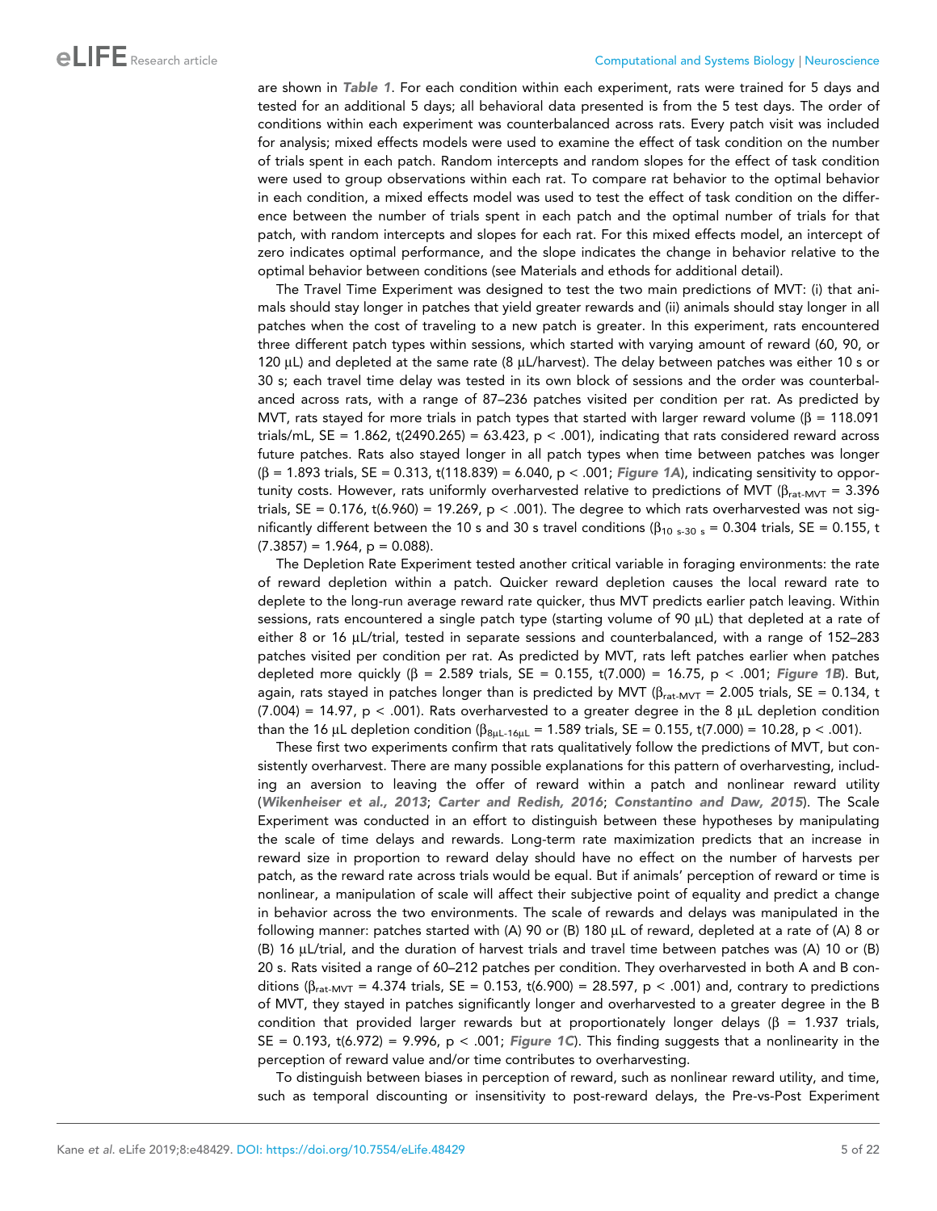are shown in ***Table 1***. For each condition within each experiment, rats were trained for 5 days and tested for an additional 5 days; all behavioral data presented is from the 5 test days. The order of conditions within each experiment was counterbalanced across rats. Every patch visit was included for analysis; mixed effects models were used to examine the effect of task condition on the number of trials spent in each patch. Random intercepts and random slopes for the effect of task condition were used to group observations within each rat. To compare rat behavior to the optimal behavior in each condition, a mixed effects model was used to test the effect of task condition on the difference between the number of trials spent in each patch and the optimal number of trials for that patch, with random intercepts and slopes for each rat. For this mixed effects model, an intercept of zero indicates optimal performance, and the slope indicates the change in behavior relative to the optimal behavior between conditions (see Materials and ethods for additional detail).

The Travel Time Experiment was designed to test the two main predictions of MVT: (i) that animals should stay longer in patches that yield greater rewards and (ii) animals should stay longer in all patches when the cost of traveling to a new patch is greater. In this experiment, rats encountered three different patch types within sessions, which started with varying amount of reward (60, 90, or 120 µL) and depleted at the same rate (8 µL/harvest). The delay between patches was either 10 s or 30 s; each travel time delay was tested in its own block of sessions and the order was counterbalanced across rats, with a range of 87–236 patches visited per condition per rat. As predicted by MVT, rats stayed for more trials in patch types that started with larger reward volume ($\beta = 118.091$ trials/mL, SE = 1.862, $t(2490.265) = 63.423$, $p < .001$), indicating that rats considered reward across future patches. Rats also stayed longer in all patch types when time between patches was longer ($\beta = 1.893$ trials, SE = 0.313, $t(118.839) = 6.040$, $p < .001$; ***Figure 1A***), indicating sensitivity to opportunity costs. However, rats uniformly overharvested relative to predictions of MVT ($\beta_{rat\text{-}MVT} = 3.396$ trials, SE = 0.176, $t(6.960) = 19.269$, $p < .001$). The degree to which rats overharvested was not significantly different between the 10 s and 30 s travel conditions ($\beta_{10\ s\text{-}30\ s} = 0.304$ trials, SE = 0.155, $t(7.3857) = 1.964$, $p = 0.088$).

The Depletion Rate Experiment tested another critical variable in foraging environments: the rate of reward depletion within a patch. Quicker reward depletion causes the local reward rate to deplete to the long-run average reward rate quicker, thus MVT predicts earlier patch leaving. Within sessions, rats encountered a single patch type (starting volume of 90 µL) that depleted at a rate of either 8 or 16 µL/trial, tested in separate sessions and counterbalanced, with a range of 152–283 patches visited per condition per rat. As predicted by MVT, rats left patches earlier when patches depleted more quickly ($\beta = 2.589$ trials, SE = 0.155, $t(7.000) = 16.75$, $p < .001$; ***Figure 1B***). But, again, rats stayed in patches longer than is predicted by MVT ($\beta_{rat\text{-}MVT} = 2.005$ trials, SE = 0.134, $t(7.004) = 14.97$, $p < .001$). Rats overharvested to a greater degree in the 8 µL depletion condition than the 16 µL depletion condition ($\beta_{8\mu L\text{-}16\mu L} = 1.589$ trials, SE = 0.155, $t(7.000) = 10.28$, $p < .001$).

These first two experiments confirm that rats qualitatively follow the predictions of MVT, but consistently overharvest. There are many possible explanations for this pattern of overharvesting, including an aversion to leaving the offer of reward within a patch and nonlinear reward utility (***Wikenheiser et al., 2013***; ***Carter and Redish, 2016***; ***Constantino and Daw, 2015***). The Scale Experiment was conducted in an effort to distinguish between these hypotheses by manipulating the scale of time delays and rewards. Long-term rate maximization predicts that an increase in reward size in proportion to reward delay should have no effect on the number of harvests per patch, as the reward rate across trials would be equal. But if animals' perception of reward or time is nonlinear, a manipulation of scale will affect their subjective point of equality and predict a change in behavior across the two environments. The scale of rewards and delays was manipulated in the following manner: patches started with (A) 90 or (B) 180 µL of reward, depleted at a rate of (A) 8 or (B) 16 µL/trial, and the duration of harvest trials and travel time between patches was (A) 10 or (B) 20 s. Rats visited a range of 60–212 patches per condition. They overharvested in both A and B conditions ($\beta_{rat\text{-}MVT} = 4.374$ trials, SE = 0.153, $t(6.900) = 28.597$, $p < .001$) and, contrary to predictions of MVT, they stayed in patches significantly longer and overharvested to a greater degree in the B condition that provided larger rewards but at proportionately longer delays ($\beta = 1.937$ trials, SE = 0.193, $t(6.972) = 9.996$, $p < .001$; ***Figure 1C***). This finding suggests that a nonlinearity in the perception of reward value and/or time contributes to overharvesting.

To distinguish between biases in perception of reward, such as nonlinear reward utility, and time, such as temporal discounting or insensitivity to post-reward delays, the Pre-vs-Post Experiment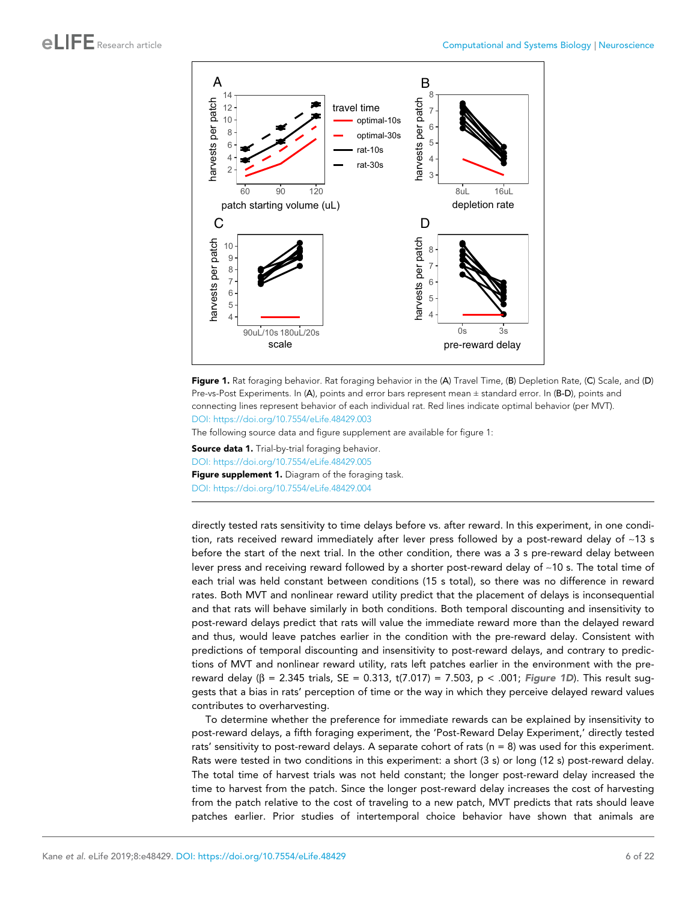A

harvests per patch

14
12
10
8
6
4
2

60 90 120

patch starting volume (uL)

travel time
optimal-10s
optimal-30s
rat-10s
rat-30s

B

harvests per patch

8
7
6
5
4
3

8uL 16uL

depletion rate

C

harvests per patch

10
9
8
7
6
5
4

90uL/10s 180uL/20s

scale

D

harvests per patch

8
7
6
5
4

0s 3s

pre-reward delay

**Figure 1.** Rat foraging behavior. Rat foraging behavior in the (**A**) Travel Time, (**B**) Depletion Rate, (**C**) Scale, and (**D**) Pre-vs-Post Experiments. In (**A**), points and error bars represent mean ± standard error. In (**B-D**), points and connecting lines represent behavior of each individual rat. Red lines indicate optimal behavior (per MVT).
DOI: https://doi.org/10.7554/eLife.48429.003

The following source data and figure supplement are available for figure 1:

**Source data 1.** Trial-by-trial foraging behavior.
DOI: https://doi.org/10.7554/eLife.48429.005

**Figure supplement 1.** Diagram of the foraging task.
DOI: https://doi.org/10.7554/eLife.48429.004

directly tested rats sensitivity to time delays before vs. after reward. In this experiment, in one condition, rats received reward immediately after lever press followed by a post-reward delay of ~13 s before the start of the next trial. In the other condition, there was a 3 s pre-reward delay between lever press and receiving reward followed by a shorter post-reward delay of ~10 s. The total time of each trial was held constant between conditions (15 s total), so there was no difference in reward rates. Both MVT and nonlinear reward utility predict that the placement of delays is inconsequential and that rats will behave similarly in both conditions. Both temporal discounting and insensitivity to post-reward delays predict that rats will value the immediate reward more than the delayed reward and thus, would leave patches earlier in the condition with the pre-reward delay. Consistent with predictions of temporal discounting and insensitivity to post-reward delays, and contrary to predictions of MVT and nonlinear reward utility, rats left patches earlier in the environment with the pre-reward delay ($\beta$ = 2.345 trials, SE = 0.313, $t(7.017) = 7.503$, $p < .001$; ***Figure 1D***). This result suggests that a bias in rats' perception of time or the way in which they perceive delayed reward values contributes to overharvesting.

To determine whether the preference for immediate rewards can be explained by insensitivity to post-reward delays, a fifth foraging experiment, the 'Post-Reward Delay Experiment,' directly tested rats' sensitivity to post-reward delays. A separate cohort of rats (n = 8) was used for this experiment. Rats were tested in two conditions in this experiment: a short (3 s) or long (12 s) post-reward delay. The total time of harvest trials was not held constant; the longer post-reward delay increased the time to harvest from the patch. Since the longer post-reward delay increases the cost of harvesting from the patch relative to the cost of traveling to a new patch, MVT predicts that rats should leave patches earlier. Prior studies of intertemporal choice behavior have shown that animals are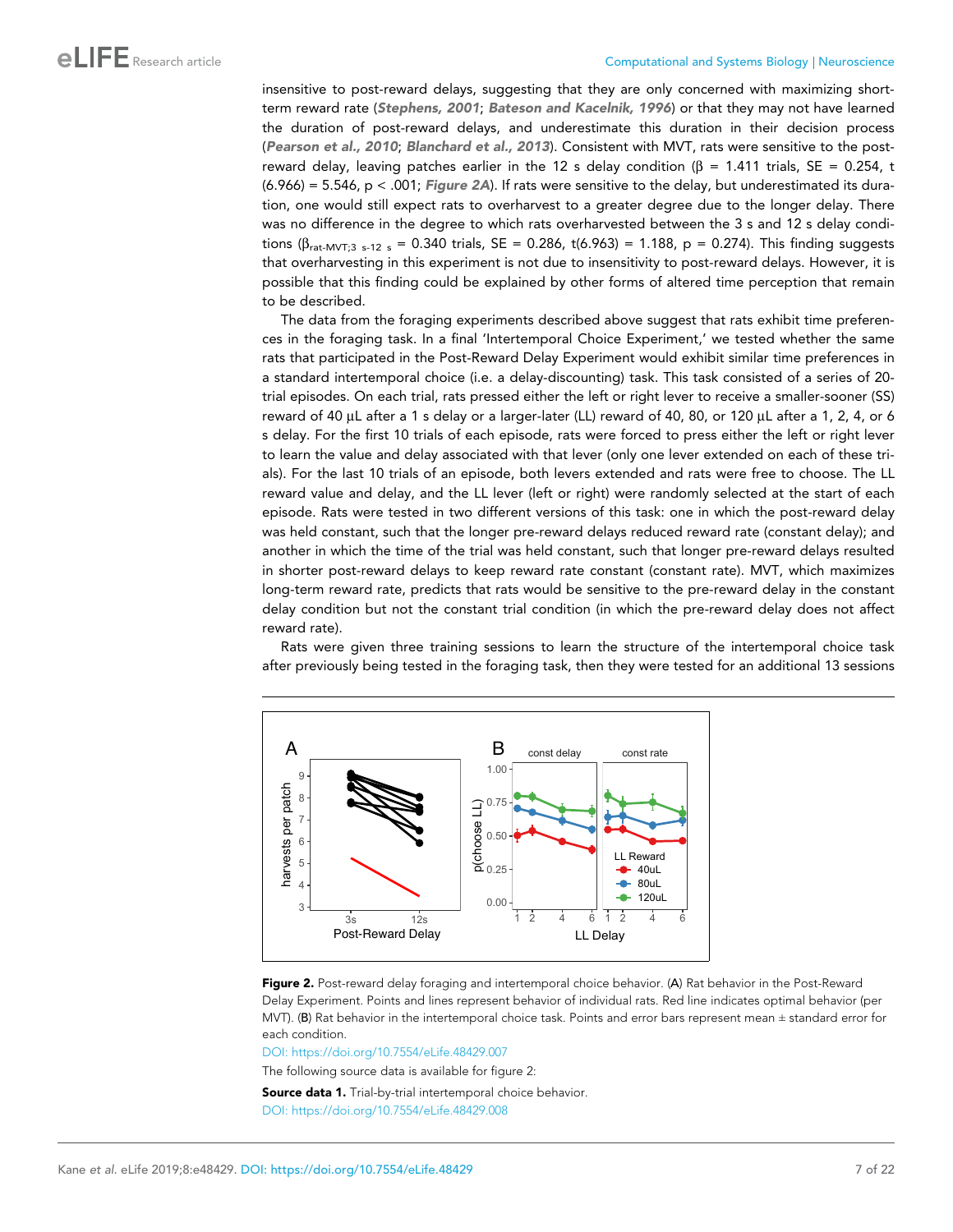insensitive to post-reward delays, suggesting that they are only concerned with maximizing short-term reward rate (***Stephens, 2001***; ***Bateson and Kacelnik, 1996***) or that they may not have learned the duration of post-reward delays, and underestimate this duration in their decision process (***Pearson et al., 2010***; ***Blanchard et al., 2013***). Consistent with MVT, rats were sensitive to the post-reward delay, leaving patches earlier in the 12 s delay condition ($\beta$ = 1.411 trials, SE = 0.254, $t(6.966)$ = 5.546, $p$ < .001; ***Figure 2A***). If rats were sensitive to the delay, but underestimated its duration, one would still expect rats to overharvest to a greater degree due to the longer delay. There was no difference in the degree to which rats overharvested between the 3 s and 12 s delay conditions ($\beta_{rat\text{-}MVT;3\ s\text{-}12\ s}$ = 0.340 trials, SE = 0.286, $t(6.963)$ = 1.188, $p$ = 0.274). This finding suggests that overharvesting in this experiment is not due to insensitivity to post-reward delays. However, it is possible that this finding could be explained by other forms of altered time perception that remain to be described.

The data from the foraging experiments described above suggest that rats exhibit time preferences in the foraging task. In a final 'Intertemporal Choice Experiment,' we tested whether the same rats that participated in the Post-Reward Delay Experiment would exhibit similar time preferences in a standard intertemporal choice (i.e. a delay-discounting) task. This task consisted of a series of 20-trial episodes. On each trial, rats pressed either the left or right lever to receive a smaller-sooner (SS) reward of 40 µL after a 1 s delay or a larger-later (LL) reward of 40, 80, or 120 µL after a 1, 2, 4, or 6 s delay. For the first 10 trials of each episode, rats were forced to press either the left or right lever to learn the value and delay associated with that lever (only one lever extended on each of these trials). For the last 10 trials of an episode, both levers extended and rats were free to choose. The LL reward value and delay, and the LL lever (left or right) were randomly selected at the start of each episode. Rats were tested in two different versions of this task: one in which the post-reward delay was held constant, such that the longer pre-reward delays reduced reward rate (constant delay); and another in which the time of the trial was held constant, such that longer pre-reward delays resulted in shorter post-reward delays to keep reward rate constant (constant rate). MVT, which maximizes long-term reward rate, predicts that rats would be sensitive to the pre-reward delay in the constant delay condition but not the constant trial condition (in which the pre-reward delay does not affect reward rate).

Rats were given three training sessions to learn the structure of the intertemporal choice task after previously being tested in the foraging task, then they were tested for an additional 13 sessions

A
harvests per patch
3s
12s
Post-Reward Delay

B
const delay
const rate
p(choose LL)
LL Delay
LL Reward
40uL
80uL
120uL

**Figure 2.** Post-reward delay foraging and intertemporal choice behavior. (**A**) Rat behavior in the Post-Reward Delay Experiment. Points and lines represent behavior of individual rats. Red line indicates optimal behavior (per MVT). (**B**) Rat behavior in the intertemporal choice task. Points and error bars represent mean ± standard error for each condition.

DOI: https://doi.org/10.7554/eLife.48429.007

The following source data is available for figure 2:

**Source data 1.** Trial-by-trial intertemporal choice behavior.

DOI: https://doi.org/10.7554/eLife.48429.008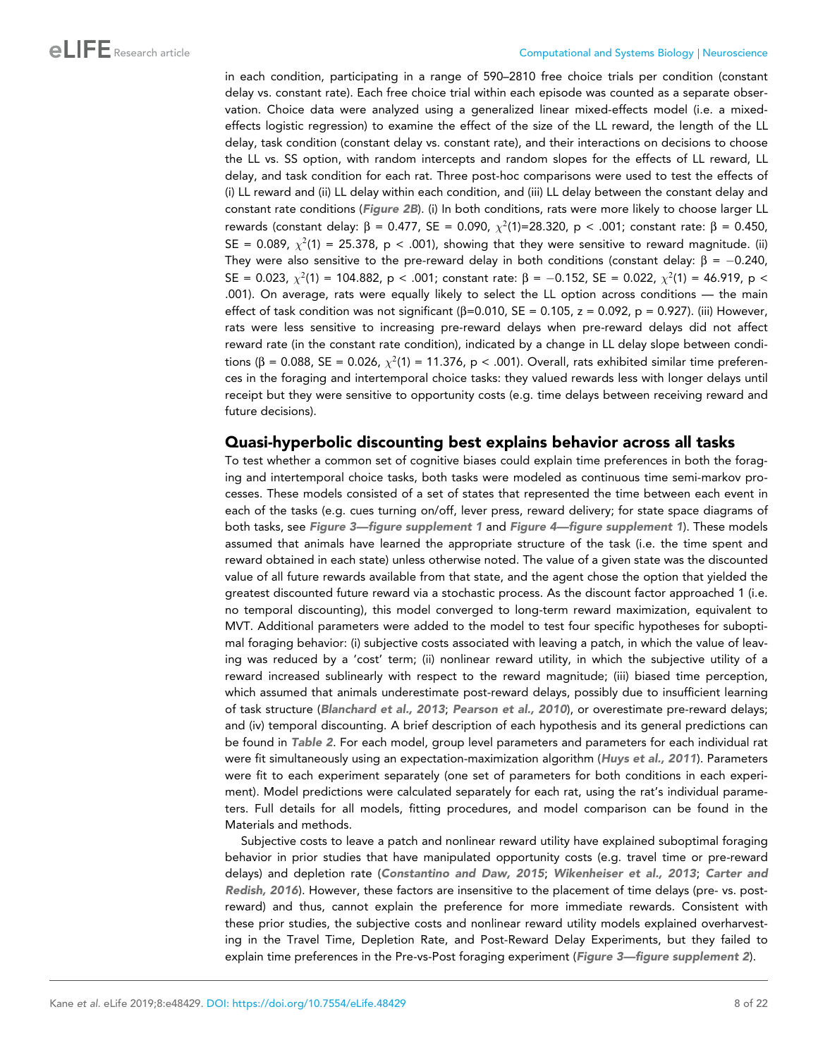in each condition, participating in a range of 590–2810 free choice trials per condition (constant delay vs. constant rate). Each free choice trial within each episode was counted as a separate observation. Choice data were analyzed using a generalized linear mixed-effects model (i.e. a mixed-effects logistic regression) to examine the effect of the size of the LL reward, the length of the LL delay, task condition (constant delay vs. constant rate), and their interactions on decisions to choose the LL vs. SS option, with random intercepts and random slopes for the effects of LL reward, LL delay, and task condition for each rat. Three post-hoc comparisons were used to test the effects of (i) LL reward and (ii) LL delay within each condition, and (iii) LL delay between the constant delay and constant rate conditions (**Figure 2B**). (i) In both conditions, rats were more likely to choose larger LL rewards (constant delay: $\beta$ = 0.477, SE = 0.090, $\chi^2(1)$=28.320, $p < .001$; constant rate: $\beta$ = 0.450, SE = 0.089, $\chi^2(1)$ = 25.378, $p < .001$), showing that they were sensitive to reward magnitude. (ii) They were also sensitive to the pre-reward delay in both conditions (constant delay: $\beta$ = −0.240, SE = 0.023, $\chi^2(1)$ = 104.882, $p < .001$; constant rate: $\beta$ = −0.152, SE = 0.022, $\chi^2(1)$ = 46.919, $p < .001$). On average, rats were equally likely to select the LL option across conditions — the main effect of task condition was not significant ($\beta$=0.010, SE = 0.105, z = 0.092, p = 0.927). (iii) However, rats were less sensitive to increasing pre-reward delays when pre-reward delays did not affect reward rate (in the constant rate condition), indicated by a change in LL delay slope between conditions ($\beta$ = 0.088, SE = 0.026, $\chi^2(1)$ = 11.376, $p < .001$). Overall, rats exhibited similar time preferences in the foraging and intertemporal choice tasks: they valued rewards less with longer delays until receipt but they were sensitive to opportunity costs (e.g. time delays between receiving reward and future decisions).

## Quasi-hyperbolic discounting best explains behavior across all tasks

To test whether a common set of cognitive biases could explain time preferences in both the foraging and intertemporal choice tasks, both tasks were modeled as continuous time semi-markov processes. These models consisted of a set of states that represented the time between each event in each of the tasks (e.g. cues turning on/off, lever press, reward delivery; for state space diagrams of both tasks, see **Figure 3—figure supplement 1** and **Figure 4—figure supplement 1**). These models assumed that animals have learned the appropriate structure of the task (i.e. the time spent and reward obtained in each state) unless otherwise noted. The value of a given state was the discounted value of all future rewards available from that state, and the agent chose the option that yielded the greatest discounted future reward via a stochastic process. As the discount factor approached 1 (i.e. no temporal discounting), this model converged to long-term reward maximization, equivalent to MVT. Additional parameters were added to the model to test four specific hypotheses for suboptimal foraging behavior: (i) subjective costs associated with leaving a patch, in which the value of leaving was reduced by a 'cost' term; (ii) nonlinear reward utility, in which the subjective utility of a reward increased sublinearly with respect to the reward magnitude; (iii) biased time perception, which assumed that animals underestimate post-reward delays, possibly due to insufficient learning of task structure (**Blanchard et al., 2013**; **Pearson et al., 2010**), or overestimate pre-reward delays; and (iv) temporal discounting. A brief description of each hypothesis and its general predictions can be found in **Table 2**. For each model, group level parameters and parameters for each individual rat were fit simultaneously using an expectation-maximization algorithm (**Huys et al., 2011**). Parameters were fit to each experiment separately (one set of parameters for both conditions in each experiment). Model predictions were calculated separately for each rat, using the rat's individual parameters. Full details for all models, fitting procedures, and model comparison can be found in the Materials and methods.

Subjective costs to leave a patch and nonlinear reward utility have explained suboptimal foraging behavior in prior studies that have manipulated opportunity costs (e.g. travel time or pre-reward delays) and depletion rate (**Constantino and Daw, 2015**; **Wikenheiser et al., 2013**; **Carter and Redish, 2016**). However, these factors are insensitive to the placement of time delays (pre- vs. post-reward) and thus, cannot explain the preference for more immediate rewards. Consistent with these prior studies, the subjective costs and nonlinear reward utility models explained overharvesting in the Travel Time, Depletion Rate, and Post-Reward Delay Experiments, but they failed to explain time preferences in the Pre-vs-Post foraging experiment (**Figure 3—figure supplement 2**).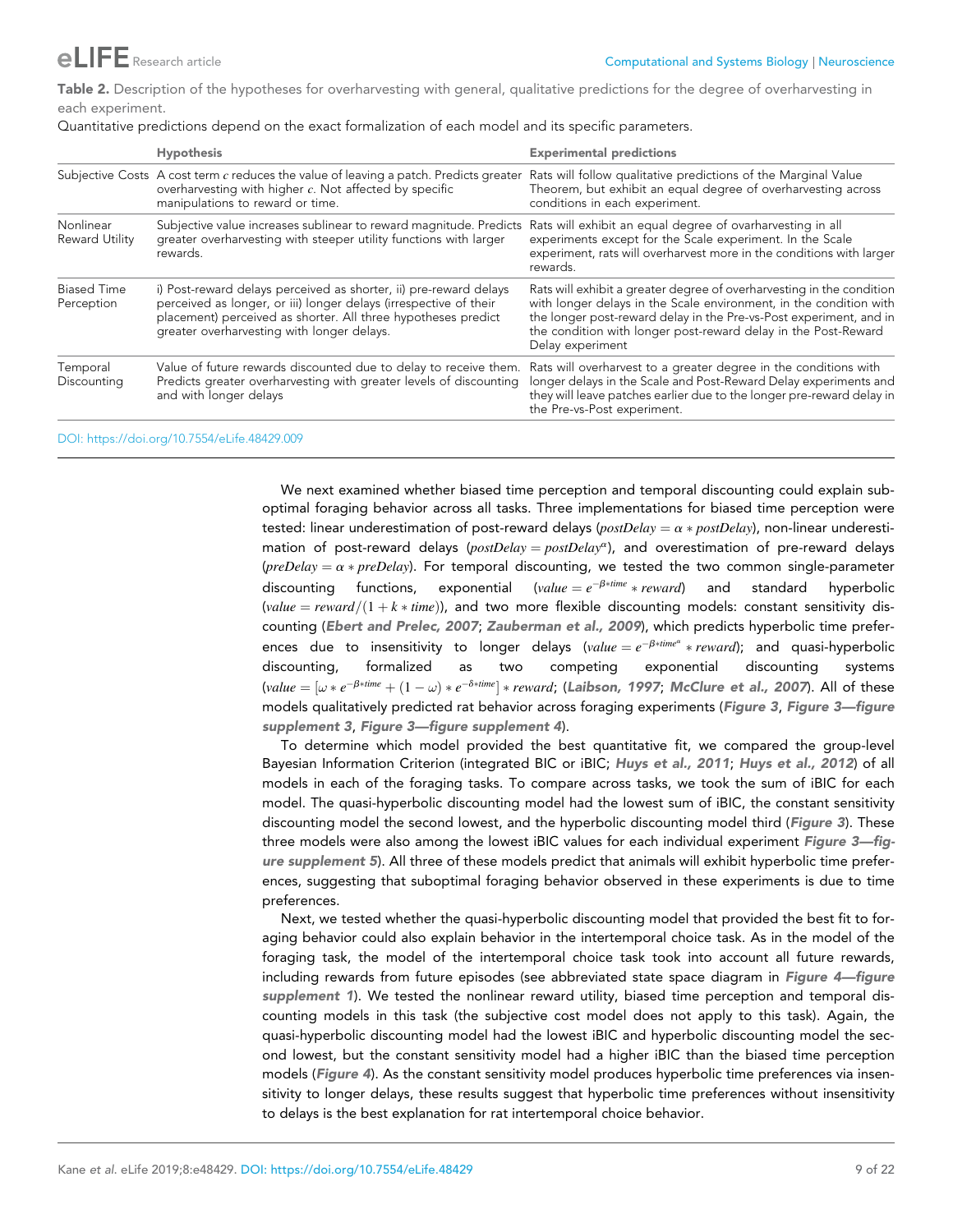**Table 2.** Description of the hypotheses for overharvesting with general, qualitative predictions for the degree of overharvesting in each experiment.

Quantitative predictions depend on the exact formalization of each model and its specific parameters.

| | Hypothesis | Experimental predictions |
|---|---|---|
| Subjective Costs | A cost term $c$ reduces the value of leaving a patch. Predicts greater overharvesting with higher $c$. Not affected by specific manipulations to reward or time. | Rats will follow qualitative predictions of the Marginal Value Theorem, but exhibit an equal degree of overharvesting across conditions in each experiment. |
| Nonlinear Reward Utility | Subjective value increases sublinear to reward magnitude. Predicts greater overharvesting with steeper utility functions with larger rewards. | Rats will exhibit an equal degree of ovarharvesting in all experiments except for the Scale experiment. In the Scale experiment, rats will overharvest more in the conditions with larger rewards. |
| Biased Time Perception | i) Post-reward delays perceived as shorter, ii) pre-reward delays perceived as longer, or iii) longer delays (irrespective of their placement) perceived as shorter. All three hypotheses predict greater overharvesting with longer delays. | Rats will exhibit a greater degree of overharvesting in the condition with longer delays in the Scale environment, in the condition with the longer post-reward delay in the Pre-vs-Post experiment, and in the condition with longer post-reward delay in the Post-Reward Delay experiment |
| Temporal Discounting | Value of future rewards discounted due to delay to receive them. Predicts greater overharvesting with greater levels of discounting and with longer delays | Rats will overharvest to a greater degree in the conditions with longer delays in the Scale and Post-Reward Delay experiments and they will leave patches earlier due to the longer pre-reward delay in the Pre-vs-Post experiment. |

DOI: https://doi.org/10.7554/eLife.48429.009

We next examined whether biased time perception and temporal discounting could explain suboptimal foraging behavior across all tasks. Three implementations for biased time perception were tested: linear underestimation of post-reward delays ($postDelay = \alpha * postDelay$), non-linear underestimation of post-reward delays ($postDelay = postDelay^{\alpha}$), and overestimation of pre-reward delays ($preDelay = \alpha * preDelay$). For temporal discounting, we tested the two common single-parameter discounting functions, exponential ($value = e^{-\beta * time} * reward$) and standard hyperbolic ($value = reward/(1 + k * time)$), and two more flexible discounting models: constant sensitivity discounting (*Ebert and Prelec, 2007*; *Zauberman et al., 2009*), which predicts hyperbolic time preferences due to insensitivity to longer delays ($value = e^{-\beta * time^{\alpha}} * reward$); and quasi-hyperbolic discounting, formalized as two competing exponential discounting systems ($value = [\omega * e^{-\beta * time} + (1 - \omega) * e^{-\delta * time}] * reward$; (*Laibson, 1997*; *McClure et al., 2007*). All of these models qualitatively predicted rat behavior across foraging experiments (*Figure 3*, *Figure 3—figure supplement 3*, *Figure 3—figure supplement 4*).

To determine which model provided the best quantitative fit, we compared the group-level Bayesian Information Criterion (integrated BIC or iBIC; *Huys et al., 2011*; *Huys et al., 2012*) of all models in each of the foraging tasks. To compare across tasks, we took the sum of iBIC for each model. The quasi-hyperbolic discounting model had the lowest sum of iBIC, the constant sensitivity discounting model the second lowest, and the hyperbolic discounting model third (*Figure 3*). These three models were also among the lowest iBIC values for each individual experiment *Figure 3—figure supplement 5*). All three of these models predict that animals will exhibit hyperbolic time preferences, suggesting that suboptimal foraging behavior observed in these experiments is due to time preferences.

Next, we tested whether the quasi-hyperbolic discounting model that provided the best fit to foraging behavior could also explain behavior in the intertemporal choice task. As in the model of the foraging task, the model of the intertemporal choice task took into account all future rewards, including rewards from future episodes (see abbreviated state space diagram in *Figure 4—figure supplement 1*). We tested the nonlinear reward utility, biased time perception and temporal discounting models in this task (the subjective cost model does not apply to this task). Again, the quasi-hyperbolic discounting model had the lowest iBIC and hyperbolic discounting model the second lowest, but the constant sensitivity model had a higher iBIC than the biased time perception models (*Figure 4*). As the constant sensitivity model produces hyperbolic time preferences via insensitivity to longer delays, these results suggest that hyperbolic time preferences without insensitivity to delays is the best explanation for rat intertemporal choice behavior.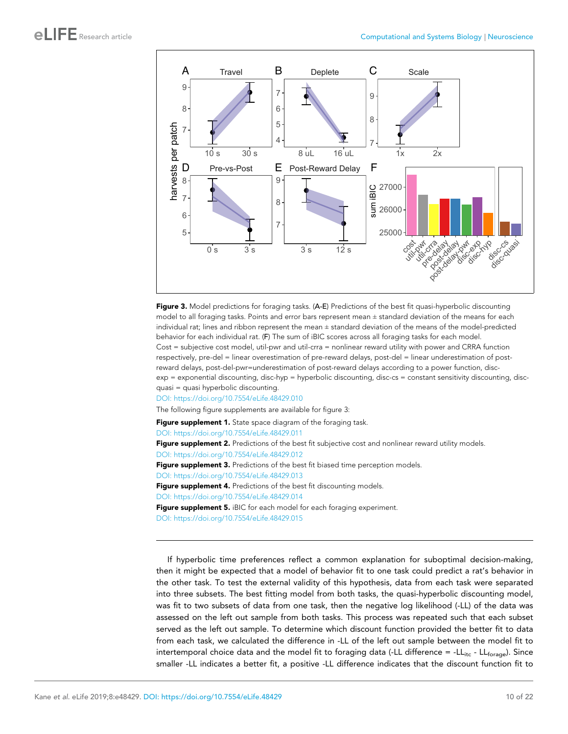**Figure 3.** Model predictions for foraging tasks. (**A-E**) Predictions of the best fit quasi-hyperbolic discounting model to all foraging tasks. Points and error bars represent mean ± standard deviation of the means for each individual rat; lines and ribbon represent the mean ± standard deviation of the means of the model-predicted behavior for each individual rat. (**F**) The sum of iBIC scores across all foraging tasks for each model. Cost = subjective cost model, util-pwr and util-crra = nonlinear reward utility with power and CRRA function respectively, pre-del = linear overestimation of pre-reward delays, post-del = linear underestimation of post-reward delays, post-del-pwr=underestimation of post-reward delays according to a power function, disc-exp = exponential discounting, disc-hyp = hyperbolic discounting, disc-cs = constant sensitivity discounting, disc-quasi = quasi hyperbolic discounting.

DOI: https://doi.org/10.7554/eLife.48429.010

The following figure supplements are available for figure 3:

**Figure supplement 1.** State space diagram of the foraging task.

DOI: https://doi.org/10.7554/eLife.48429.011

**Figure supplement 2.** Predictions of the best fit subjective cost and nonlinear reward utility models.

DOI: https://doi.org/10.7554/eLife.48429.012

**Figure supplement 3.** Predictions of the best fit biased time perception models.

DOI: https://doi.org/10.7554/eLife.48429.013

**Figure supplement 4.** Predictions of the best fit discounting models.

DOI: https://doi.org/10.7554/eLife.48429.014

**Figure supplement 5.** iBIC for each model for each foraging experiment.

DOI: https://doi.org/10.7554/eLife.48429.015

If hyperbolic time preferences reflect a common explanation for suboptimal decision-making, then it might be expected that a model of behavior fit to one task could predict a rat's behavior in the other task. To test the external validity of this hypothesis, data from each task were separated into three subsets. The best fitting model from both tasks, the quasi-hyperbolic discounting model, was fit to two subsets of data from one task, then the negative log likelihood (-LL) of the data was assessed on the left out sample from both tasks. This process was repeated such that each subset served as the left out sample. To determine which discount function provided the better fit to data from each task, we calculated the difference in -LL of the left out sample between the model fit to intertemporal choice data and the model fit to foraging data (-LL difference = $-LL_{itc}$ - $LL_{forage}$). Since smaller -LL indicates a better fit, a positive -LL difference indicates that the discount function fit to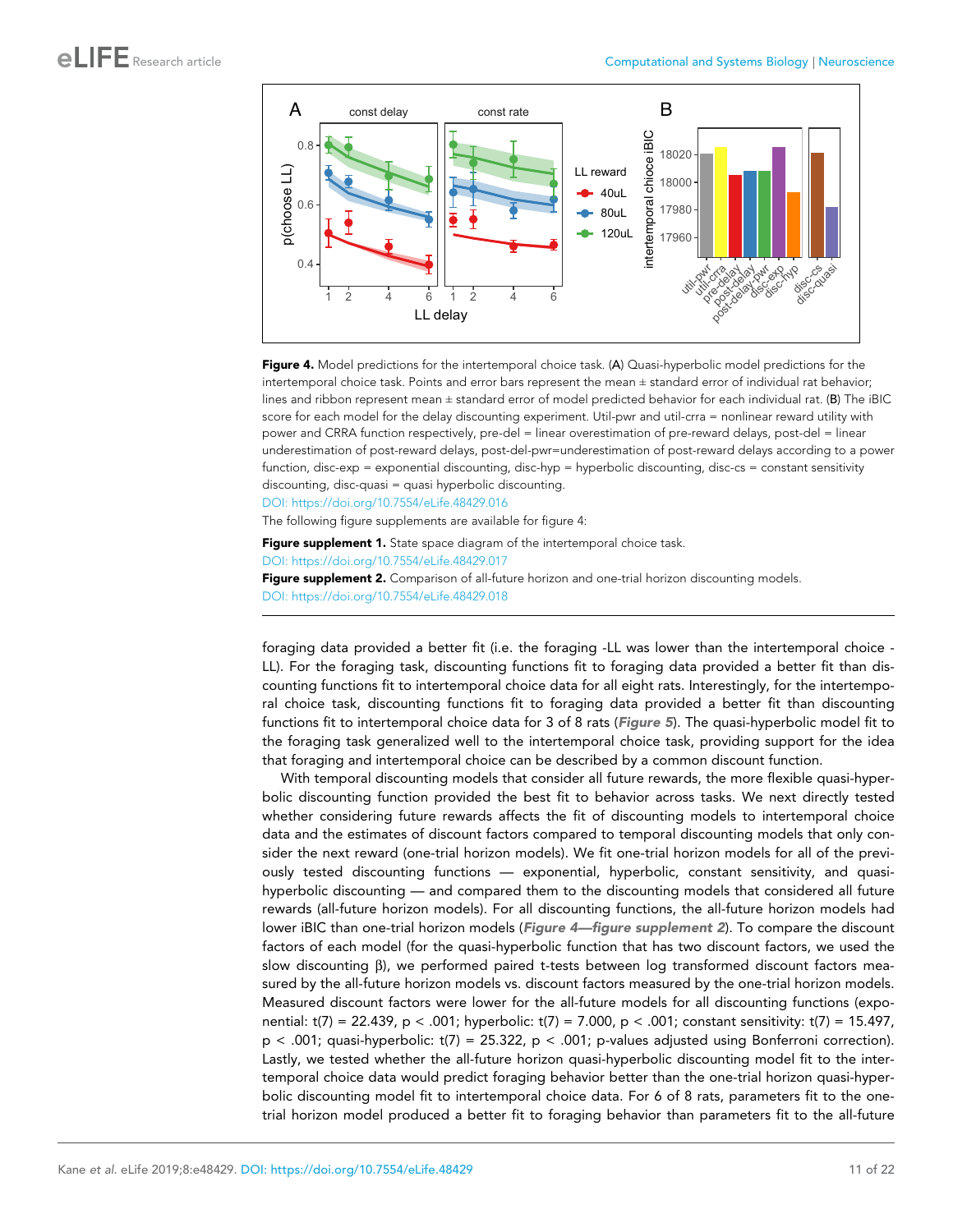A

const delay

const rate

p(choose LL)

0.8

0.6

0.4

1 2 4 6

1 2 4 6

LL delay

LL reward

40uL

80uL

120uL

B

intertemporal choice iBIC

18020

18000

17980

17960

util-pwr

util-crra

pre-delay

post-delay

post-delay-pwr

disc-exp

disc-hyp

disc-cs

disc-quasi

**Figure 4.** Model predictions for the intertemporal choice task. (A) Quasi-hyperbolic model predictions for the intertemporal choice task. Points and error bars represent the mean ± standard error of individual rat behavior; lines and ribbon represent mean ± standard error of model predicted behavior for each individual rat. (B) The iBIC score for each model for the delay discounting experiment. Util-pwr and util-crra = nonlinear reward utility with power and CRRA function respectively, pre-del = linear overestimation of pre-reward delays, post-del = linear underestimation of post-reward delays, post-del-pwr=underestimation of post-reward delays according to a power function, disc-exp = exponential discounting, disc-hyp = hyperbolic discounting, disc-cs = constant sensitivity discounting, disc-quasi = quasi hyperbolic discounting.

DOI: https://doi.org/10.7554/eLife.48429.016

The following figure supplements are available for figure 4:

**Figure supplement 1.** State space diagram of the intertemporal choice task.

DOI: https://doi.org/10.7554/eLife.48429.017

**Figure supplement 2.** Comparison of all-future horizon and one-trial horizon discounting models.

DOI: https://doi.org/10.7554/eLife.48429.018

foraging data provided a better fit (i.e. the foraging -LL was lower than the intertemporal choice -LL). For the foraging task, discounting functions fit to foraging data provided a better fit than discounting functions fit to intertemporal choice data for all eight rats. Interestingly, for the intertemporal choice task, discounting functions fit to foraging data provided a better fit than discounting functions fit to intertemporal choice data for 3 of 8 rats (***Figure 5***). The quasi-hyperbolic model fit to the foraging task generalized well to the intertemporal choice task, providing support for the idea that foraging and intertemporal choice can be described by a common discount function.

With temporal discounting models that consider all future rewards, the more flexible quasi-hyperbolic discounting function provided the best fit to behavior across tasks. We next directly tested whether considering future rewards affects the fit of discounting models to intertemporal choice data and the estimates of discount factors compared to temporal discounting models that only consider the next reward (one-trial horizon models). We fit one-trial horizon models for all of the previously tested discounting functions — exponential, hyperbolic, constant sensitivity, and quasi-hyperbolic discounting — and compared them to the discounting models that considered all future rewards (all-future horizon models). For all discounting functions, the all-future horizon models had lower iBIC than one-trial horizon models (***Figure 4—figure supplement 2***). To compare the discount factors of each model (for the quasi-hyperbolic function that has two discount factors, we used the slow discounting β), we performed paired t-tests between log transformed discount factors measured by the all-future horizon models vs. discount factors measured by the one-trial horizon models. Measured discount factors were lower for the all-future models for all discounting functions (exponential: $t(7) = 22.439$, $p < .001$; hyperbolic: $t(7) = 7.000$, $p < .001$; constant sensitivity: $t(7) = 15.497$, $p < .001$; quasi-hyperbolic: $t(7) = 25.322$, $p < .001$; p-values adjusted using Bonferroni correction). Lastly, we tested whether the all-future horizon quasi-hyperbolic discounting model fit to the intertemporal choice data would predict foraging behavior better than the one-trial horizon quasi-hyperbolic discounting model fit to intertemporal choice data. For 6 of 8 rats, parameters fit to the one-trial horizon model produced a better fit to foraging behavior than parameters fit to the all-future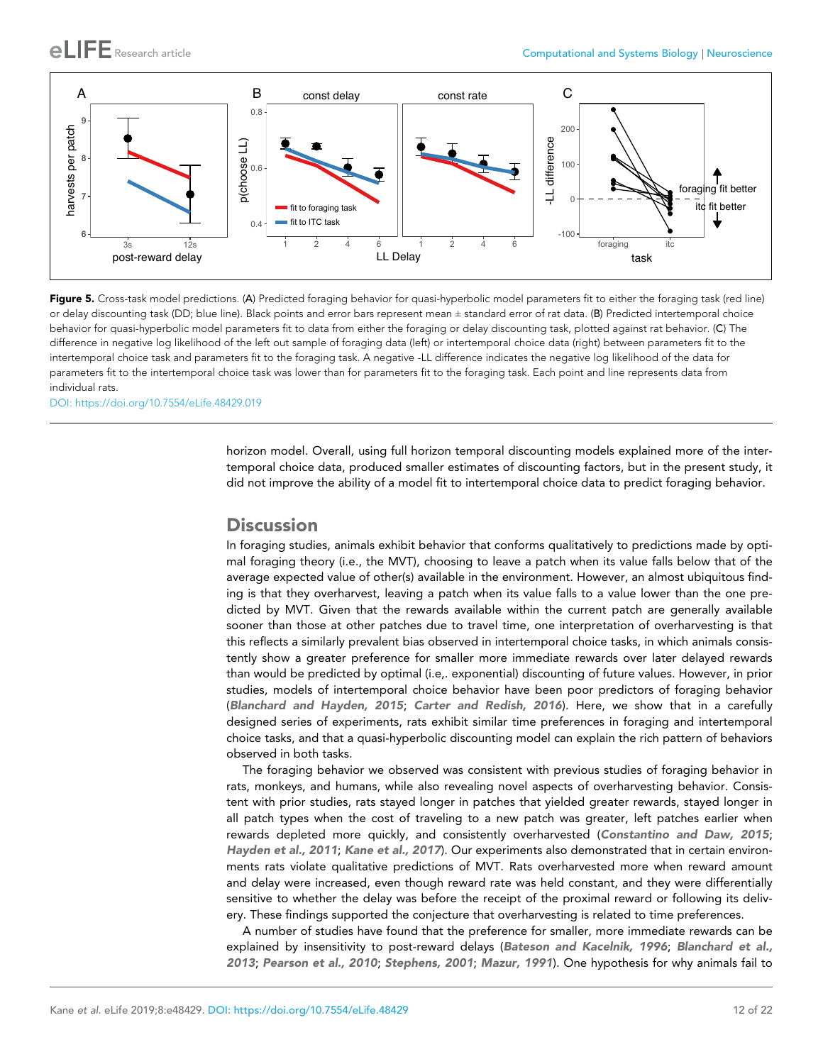A
harvests per patch
9
8
7
6
3s
12s
post-reward delay

B
const delay
const rate
p(choose LL)
0.8
0.6
0.4
fit to foraging task
fit to ITC task
1
2
4
6
1
2
4
6
LL Delay

C
-LL difference
200
100
0
-100
foraging
itc
task
foraging fit better
itc fit better

**Figure 5.** Cross-task model predictions. (**A**) Predicted foraging behavior for quasi-hyperbolic model parameters fit to either the foraging task (red line) or delay discounting task (DD; blue line). Black points and error bars represent mean ± standard error of rat data. (**B**) Predicted intertemporal choice behavior for quasi-hyperbolic model parameters fit to data from either the foraging or delay discounting task, plotted against rat behavior. (**C**) The difference in negative log likelihood of the left out sample of foraging data (left) or intertemporal choice data (right) between parameters fit to the intertemporal choice task and parameters fit to the foraging task. A negative -LL difference indicates the negative log likelihood of the data for parameters fit to the intertemporal choice task was lower than for parameters fit to the foraging task. Each point and line represents data from individual rats.

DOI: https://doi.org/10.7554/eLife.48429.019

horizon model. Overall, using full horizon temporal discounting models explained more of the intertemporal choice data, produced smaller estimates of discounting factors, but in the present study, it did not improve the ability of a model fit to intertemporal choice data to predict foraging behavior.

## Discussion

In foraging studies, animals exhibit behavior that conforms qualitatively to predictions made by optimal foraging theory (i.e., the MVT), choosing to leave a patch when its value falls below that of the average expected value of other(s) available in the environment. However, an almost ubiquitous finding is that they overharvest, leaving a patch when its value falls to a value lower than the one predicted by MVT. Given that the rewards available within the current patch are generally available sooner than those at other patches due to travel time, one interpretation of overharvesting is that this reflects a similarly prevalent bias observed in intertemporal choice tasks, in which animals consistently show a greater preference for smaller more immediate rewards over later delayed rewards than would be predicted by optimal (i.e,. exponential) discounting of future values. However, in prior studies, models of intertemporal choice behavior have been poor predictors of foraging behavior (*Blanchard and Hayden, 2015*; *Carter and Redish, 2016*). Here, we show that in a carefully designed series of experiments, rats exhibit similar time preferences in foraging and intertemporal choice tasks, and that a quasi-hyperbolic discounting model can explain the rich pattern of behaviors observed in both tasks.

The foraging behavior we observed was consistent with previous studies of foraging behavior in rats, monkeys, and humans, while also revealing novel aspects of overharvesting behavior. Consistent with prior studies, rats stayed longer in patches that yielded greater rewards, stayed longer in all patch types when the cost of traveling to a new patch was greater, left patches earlier when rewards depleted more quickly, and consistently overharvested (*Constantino and Daw, 2015*; *Hayden et al., 2011*; *Kane et al., 2017*). Our experiments also demonstrated that in certain environments rats violate qualitative predictions of MVT. Rats overharvested more when reward amount and delay were increased, even though reward rate was held constant, and they were differentially sensitive to whether the delay was before the receipt of the proximal reward or following its delivery. These findings supported the conjecture that overharvesting is related to time preferences.

A number of studies have found that the preference for smaller, more immediate rewards can be explained by insensitivity to post-reward delays (*Bateson and Kacelnik, 1996*; *Blanchard et al., 2013*; *Pearson et al., 2010*; *Stephens, 2001*; *Mazur, 1991*). One hypothesis for why animals fail to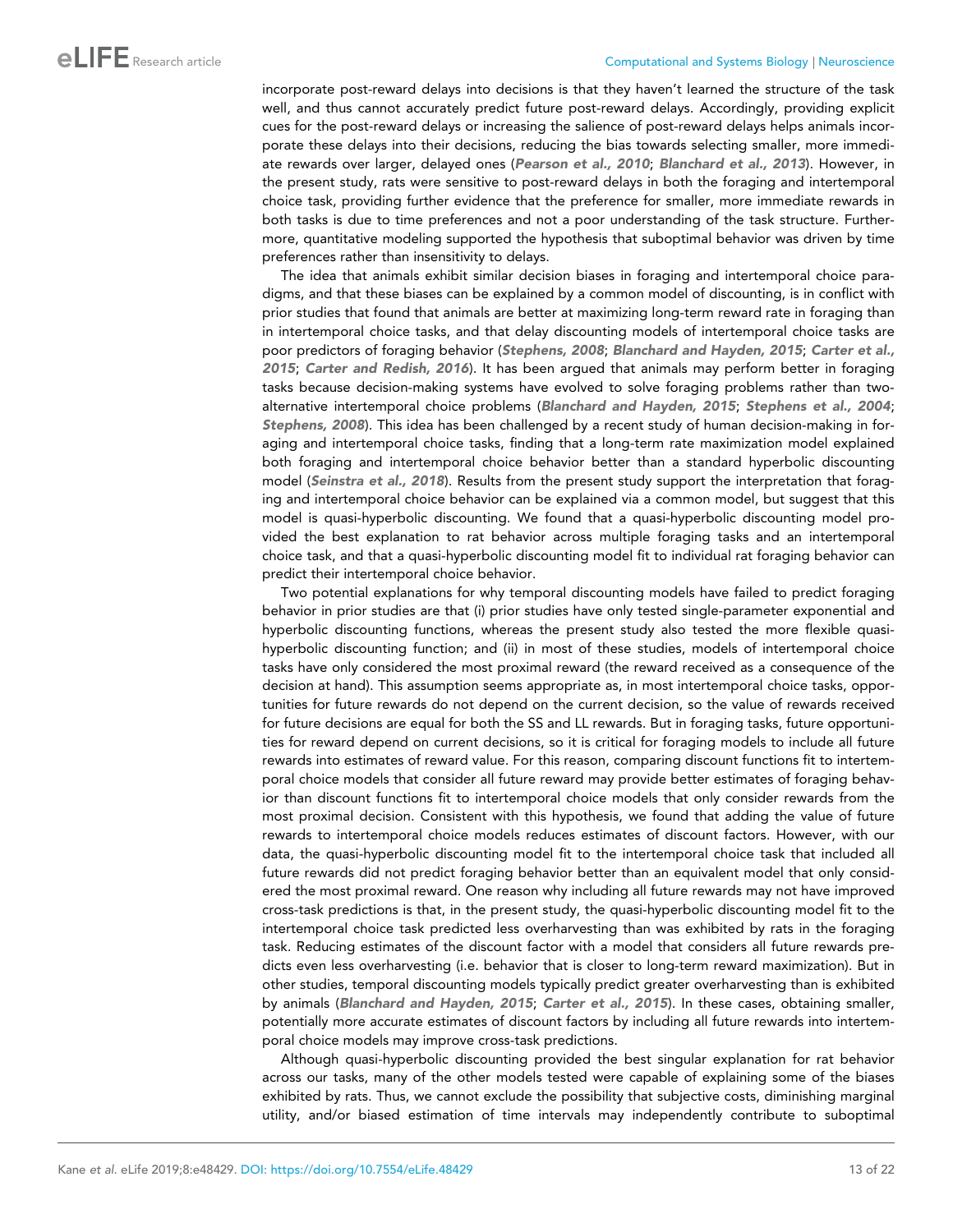incorporate post-reward delays into decisions is that they haven't learned the structure of the task well, and thus cannot accurately predict future post-reward delays. Accordingly, providing explicit cues for the post-reward delays or increasing the salience of post-reward delays helps animals incorporate these delays into their decisions, reducing the bias towards selecting smaller, more immediate rewards over larger, delayed ones (*Pearson et al., 2010*; *Blanchard et al., 2013*). However, in the present study, rats were sensitive to post-reward delays in both the foraging and intertemporal choice task, providing further evidence that the preference for smaller, more immediate rewards in both tasks is due to time preferences and not a poor understanding of the task structure. Furthermore, quantitative modeling supported the hypothesis that suboptimal behavior was driven by time preferences rather than insensitivity to delays.

The idea that animals exhibit similar decision biases in foraging and intertemporal choice paradigms, and that these biases can be explained by a common model of discounting, is in conflict with prior studies that found that animals are better at maximizing long-term reward rate in foraging than in intertemporal choice tasks, and that delay discounting models of intertemporal choice tasks are poor predictors of foraging behavior (*Stephens, 2008*; *Blanchard and Hayden, 2015*; *Carter et al., 2015*; *Carter and Redish, 2016*). It has been argued that animals may perform better in foraging tasks because decision-making systems have evolved to solve foraging problems rather than two-alternative intertemporal choice problems (*Blanchard and Hayden, 2015*; *Stephens et al., 2004*; *Stephens, 2008*). This idea has been challenged by a recent study of human decision-making in foraging and intertemporal choice tasks, finding that a long-term rate maximization model explained both foraging and intertemporal choice behavior better than a standard hyperbolic discounting model (*Seinstra et al., 2018*). Results from the present study support the interpretation that foraging and intertemporal choice behavior can be explained via a common model, but suggest that this model is quasi-hyperbolic discounting. We found that a quasi-hyperbolic discounting model provided the best explanation to rat behavior across multiple foraging tasks and an intertemporal choice task, and that a quasi-hyperbolic discounting model fit to individual rat foraging behavior can predict their intertemporal choice behavior.

Two potential explanations for why temporal discounting models have failed to predict foraging behavior in prior studies are that (i) prior studies have only tested single-parameter exponential and hyperbolic discounting functions, whereas the present study also tested the more flexible quasi-hyperbolic discounting function; and (ii) in most of these studies, models of intertemporal choice tasks have only considered the most proximal reward (the reward received as a consequence of the decision at hand). This assumption seems appropriate as, in most intertemporal choice tasks, opportunities for future rewards do not depend on the current decision, so the value of rewards received for future decisions are equal for both the SS and LL rewards. But in foraging tasks, future opportunities for reward depend on current decisions, so it is critical for foraging models to include all future rewards into estimates of reward value. For this reason, comparing discount functions fit to intertemporal choice models that consider all future reward may provide better estimates of foraging behavior than discount functions fit to intertemporal choice models that only consider rewards from the most proximal decision. Consistent with this hypothesis, we found that adding the value of future rewards to intertemporal choice models reduces estimates of discount factors. However, with our data, the quasi-hyperbolic discounting model fit to the intertemporal choice task that included all future rewards did not predict foraging behavior better than an equivalent model that only considered the most proximal reward. One reason why including all future rewards may not have improved cross-task predictions is that, in the present study, the quasi-hyperbolic discounting model fit to the intertemporal choice task predicted less overharvesting than was exhibited by rats in the foraging task. Reducing estimates of the discount factor with a model that considers all future rewards predicts even less overharvesting (i.e. behavior that is closer to long-term reward maximization). But in other studies, temporal discounting models typically predict greater overharvesting than is exhibited by animals (*Blanchard and Hayden, 2015*; *Carter et al., 2015*). In these cases, obtaining smaller, potentially more accurate estimates of discount factors by including all future rewards into intertemporal choice models may improve cross-task predictions.

Although quasi-hyperbolic discounting provided the best singular explanation for rat behavior across our tasks, many of the other models tested were capable of explaining some of the biases exhibited by rats. Thus, we cannot exclude the possibility that subjective costs, diminishing marginal utility, and/or biased estimation of time intervals may independently contribute to suboptimal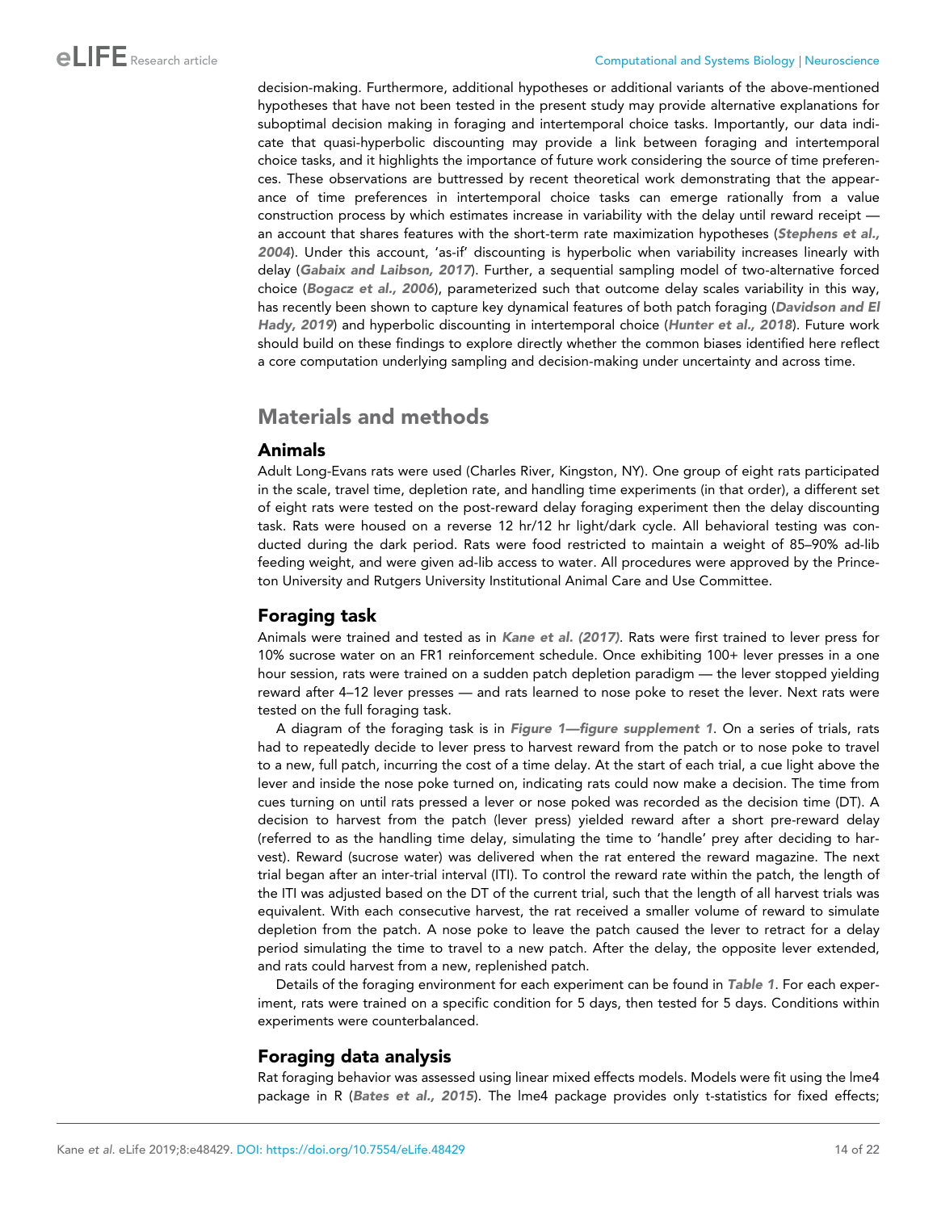decision-making. Furthermore, additional hypotheses or additional variants of the above-mentioned hypotheses that have not been tested in the present study may provide alternative explanations for suboptimal decision making in foraging and intertemporal choice tasks. Importantly, our data indicate that quasi-hyperbolic discounting may provide a link between foraging and intertemporal choice tasks, and it highlights the importance of future work considering the source of time preferences. These observations are buttressed by recent theoretical work demonstrating that the appearance of time preferences in intertemporal choice tasks can emerge rationally from a value construction process by which estimates increase in variability with the delay until reward receipt — an account that shares features with the short-term rate maximization hypotheses (**Stephens et al., 2004**). Under this account, 'as-if' discounting is hyperbolic when variability increases linearly with delay (**Gabaix and Laibson, 2017**). Further, a sequential sampling model of two-alternative forced choice (**Bogacz et al., 2006**), parameterized such that outcome delay scales variability in this way, has recently been shown to capture key dynamical features of both patch foraging (**Davidson and El Hady, 2019**) and hyperbolic discounting in intertemporal choice (**Hunter et al., 2018**). Future work should build on these findings to explore directly whether the common biases identified here reflect a core computation underlying sampling and decision-making under uncertainty and across time.

## Materials and methods

### Animals

Adult Long-Evans rats were used (Charles River, Kingston, NY). One group of eight rats participated in the scale, travel time, depletion rate, and handling time experiments (in that order), a different set of eight rats were tested on the post-reward delay foraging experiment then the delay discounting task. Rats were housed on a reverse 12 hr/12 hr light/dark cycle. All behavioral testing was conducted during the dark period. Rats were food restricted to maintain a weight of 85–90% ad-lib feeding weight, and were given ad-lib access to water. All procedures were approved by the Princeton University and Rutgers University Institutional Animal Care and Use Committee.

### Foraging task

Animals were trained and tested as in **Kane et al. (2017)**. Rats were first trained to lever press for 10% sucrose water on an FR1 reinforcement schedule. Once exhibiting 100+ lever presses in a one hour session, rats were trained on a sudden patch depletion paradigm — the lever stopped yielding reward after 4–12 lever presses — and rats learned to nose poke to reset the lever. Next rats were tested on the full foraging task.

A diagram of the foraging task is in **Figure 1—figure supplement 1**. On a series of trials, rats had to repeatedly decide to lever press to harvest reward from the patch or to nose poke to travel to a new, full patch, incurring the cost of a time delay. At the start of each trial, a cue light above the lever and inside the nose poke turned on, indicating rats could now make a decision. The time from cues turning on until rats pressed a lever or nose poked was recorded as the decision time (DT). A decision to harvest from the patch (lever press) yielded reward after a short pre-reward delay (referred to as the handling time delay, simulating the time to 'handle' prey after deciding to harvest). Reward (sucrose water) was delivered when the rat entered the reward magazine. The next trial began after an inter-trial interval (ITI). To control the reward rate within the patch, the length of the ITI was adjusted based on the DT of the current trial, such that the length of all harvest trials was equivalent. With each consecutive harvest, the rat received a smaller volume of reward to simulate depletion from the patch. A nose poke to leave the patch caused the lever to retract for a delay period simulating the time to travel to a new patch. After the delay, the opposite lever extended, and rats could harvest from a new, replenished patch.

Details of the foraging environment for each experiment can be found in **Table 1**. For each experiment, rats were trained on a specific condition for 5 days, then tested for 5 days. Conditions within experiments were counterbalanced.

### Foraging data analysis

Rat foraging behavior was assessed using linear mixed effects models. Models were fit using the lme4 package in R (**Bates et al., 2015**). The lme4 package provides only t-statistics for fixed effects;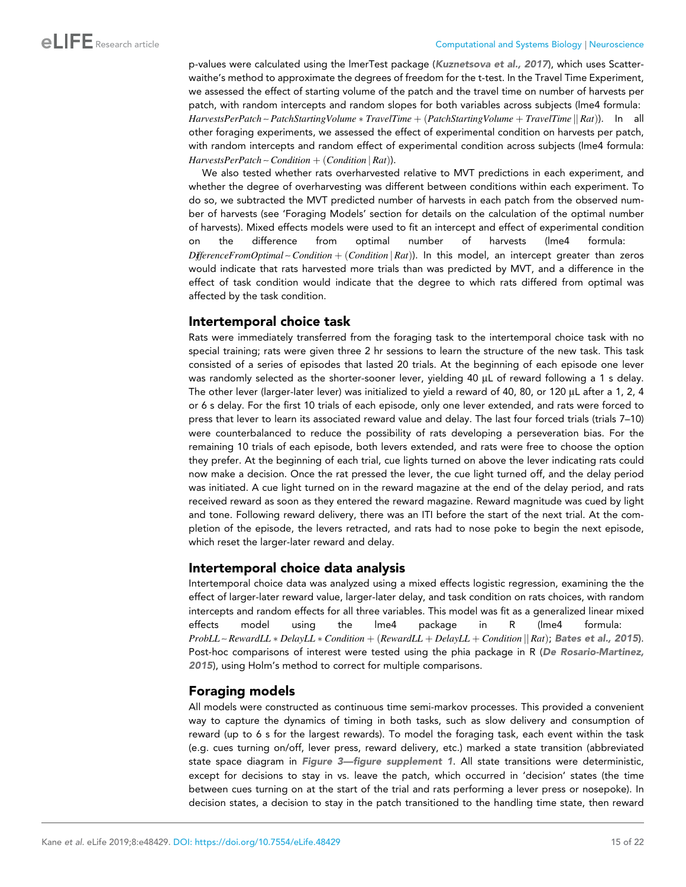p-values were calculated using the lmerTest package (*Kuznetsova et al., 2017*), which uses Scatterwaithe's method to approximate the degrees of freedom for the t-test. In the Travel Time Experiment, we assessed the effect of starting volume of the patch and the travel time on number of harvests per patch, with random intercepts and random slopes for both variables across subjects (lme4 formula: $HarvestsPerPatch \sim PatchStartingVolume * TravelTime + (PatchStartingVolume + TravelTime || Rat)$). In all other foraging experiments, we assessed the effect of experimental condition on harvests per patch, with random intercepts and random effect of experimental condition across subjects (lme4 formula: $HarvestsPerPatch \sim Condition + (Condition | Rat)$).

We also tested whether rats overharvested relative to MVT predictions in each experiment, and whether the degree of overharvesting was different between conditions within each experiment. To do so, we subtracted the MVT predicted number of harvests in each patch from the observed number of harvests (see 'Foraging Models' section for details on the calculation of the optimal number of harvests). Mixed effects models were used to fit an intercept and effect of experimental condition on the difference from optimal number of harvests (lme4 formula: $DifferenceFromOptimal \sim Condition + (Condition | Rat)$). In this model, an intercept greater than zeros would indicate that rats harvested more trials than was predicted by MVT, and a difference in the effect of task condition would indicate that the degree to which rats differed from optimal was affected by the task condition.

## Intertemporal choice task

Rats were immediately transferred from the foraging task to the intertemporal choice task with no special training; rats were given three 2 hr sessions to learn the structure of the new task. This task consisted of a series of episodes that lasted 20 trials. At the beginning of each episode one lever was randomly selected as the shorter-sooner lever, yielding 40 µL of reward following a 1 s delay. The other lever (larger-later lever) was initialized to yield a reward of 40, 80, or 120 µL after a 1, 2, 4 or 6 s delay. For the first 10 trials of each episode, only one lever extended, and rats were forced to press that lever to learn its associated reward value and delay. The last four forced trials (trials 7–10) were counterbalanced to reduce the possibility of rats developing a perseveration bias. For the remaining 10 trials of each episode, both levers extended, and rats were free to choose the option they prefer. At the beginning of each trial, cue lights turned on above the lever indicating rats could now make a decision. Once the rat pressed the lever, the cue light turned off, and the delay period was initiated. A cue light turned on in the reward magazine at the end of the delay period, and rats received reward as soon as they entered the reward magazine. Reward magnitude was cued by light and tone. Following reward delivery, there was an ITI before the start of the next trial. At the completion of the episode, the levers retracted, and rats had to nose poke to begin the next episode, which reset the larger-later reward and delay.

## Intertemporal choice data analysis

Intertemporal choice data was analyzed using a mixed effects logistic regression, examining the the effect of larger-later reward value, larger-later delay, and task condition on rats choices, with random intercepts and random effects for all three variables. This model was fit as a generalized linear mixed effects model using the lme4 package in R (lme4 formula: $ProbLL \sim RewardLL * DelayLL * Condition + (RewardLL + DelayLL + Condition || Rat)$; *Bates et al., 2015*). Post-hoc comparisons of interest were tested using the phia package in R (*De Rosario-Martinez, 2015*), using Holm's method to correct for multiple comparisons.

## Foraging models

All models were constructed as continuous time semi-markov processes. This provided a convenient way to capture the dynamics of timing in both tasks, such as slow delivery and consumption of reward (up to 6 s for the largest rewards). To model the foraging task, each event within the task (e.g. cues turning on/off, lever press, reward delivery, etc.) marked a state transition (abbreviated state space diagram in *Figure 3—figure supplement 1*. All state transitions were deterministic, except for decisions to stay in vs. leave the patch, which occurred in 'decision' states (the time between cues turning on at the start of the trial and rats performing a lever press or nosepoke). In decision states, a decision to stay in the patch transitioned to the handling time state, then reward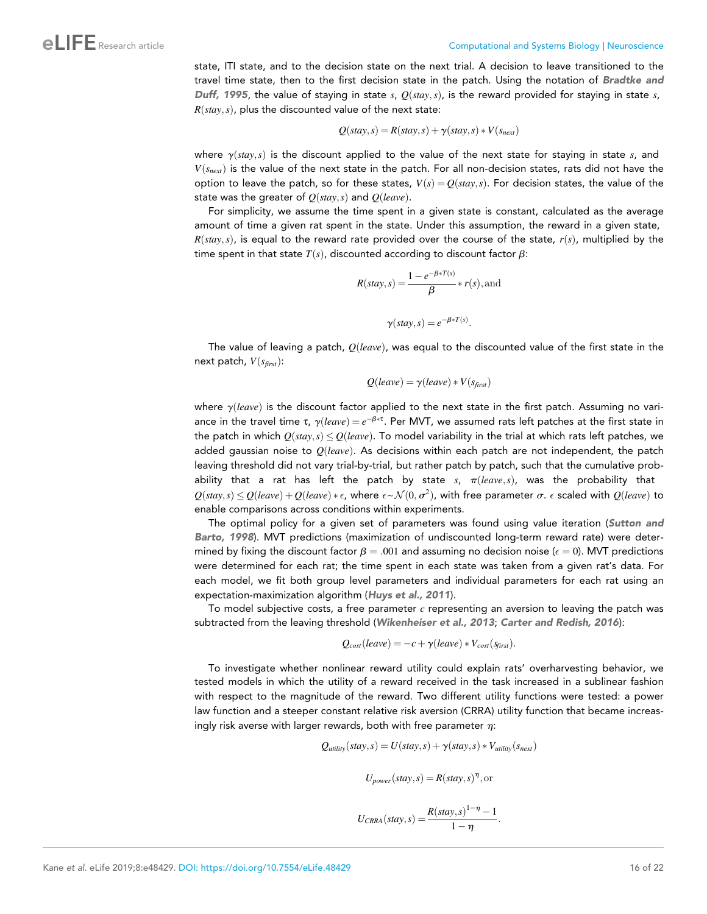state, ITI state, and to the decision state on the next trial. A decision to leave transitioned to the travel time state, then to the first decision state in the patch. Using the notation of **Bradtke and Duff, 1995**, the value of staying in state $s$, $Q(stay, s)$, is the reward provided for staying in state $s$, $R(stay, s)$, plus the discounted value of the next state:

$$Q(stay, s) = R(stay, s) + \gamma(stay, s) * V(s_{next})$$

where $\gamma(stay, s)$ is the discount applied to the value of the next state for staying in state $s$, and $V(s_{next})$ is the value of the next state in the patch. For all non-decision states, rats did not have the option to leave the patch, so for these states, $V(s) = Q(stay, s)$. For decision states, the value of the state was the greater of $Q(stay, s)$ and $Q(leave)$.

For simplicity, we assume the time spent in a given state is constant, calculated as the average amount of time a given rat spent in the state. Under this assumption, the reward in a given state, $R(stay, s)$, is equal to the reward rate provided over the course of the state, $r(s)$, multiplied by the time spent in that state $T(s)$, discounted according to discount factor $\beta$:

$$R(stay, s) = \frac{1 - e^{-\beta * T(s)}}{\beta} * r(s), \text{and}$$

$$\gamma(stay, s) = e^{-\beta * T(s)}.$$

The value of leaving a patch, $Q(leave)$, was equal to the discounted value of the first state in the next patch, $V(s_{first})$:

$$Q(leave) = \gamma(leave) * V(s_{first})$$

where $\gamma(leave)$ is the discount factor applied to the next state in the first patch. Assuming no variance in the travel time $\tau$, $\gamma(leave) = e^{-\beta * \tau}$. Per MVT, we assumed rats left patches at the first state in the patch in which $Q(stay, s) \leq Q(leave)$. To model variability in the trial at which rats left patches, we added gaussian noise to $Q(leave)$. As decisions within each patch are not independent, the patch leaving threshold did not vary trial-by-trial, but rather patch by patch, such that the cumulative probability that a rat has left the patch by state $s$, $\pi(leave, s)$, was the probability that $Q(stay, s) \leq Q(leave) + Q(leave) * \epsilon$, where $\epsilon \sim \mathcal{N}(0, \sigma^2)$, with free parameter $\sigma$. $\epsilon$ scaled with $Q(leave)$ to enable comparisons across conditions within experiments.

The optimal policy for a given set of parameters was found using value iteration (**Sutton and Barto, 1998**). MVT predictions (maximization of undiscounted long-term reward rate) were determined by fixing the discount factor $\beta = .001$ and assuming no decision noise ($\epsilon = 0$). MVT predictions were determined for each rat; the time spent in each state was taken from a given rat's data. For each model, we fit both group level parameters and individual parameters for each rat using an expectation-maximization algorithm (**Huys et al., 2011**).

To model subjective costs, a free parameter $c$ representing an aversion to leaving the patch was subtracted from the leaving threshold (**Wikenheiser et al., 2013**; **Carter and Redish, 2016**):

$$Q_{cost}(leave) = -c + \gamma(leave) * V_{cost}(s_{first}).$$

To investigate whether nonlinear reward utility could explain rats' overharvesting behavior, we tested models in which the utility of a reward received in the task increased in a sublinear fashion with respect to the magnitude of the reward. Two different utility functions were tested: a power law function and a steeper constant relative risk aversion (CRRA) utility function that became increasingly risk averse with larger rewards, both with free parameter $\eta$:

$$Q_{utility}(stay, s) = U(stay, s) + \gamma(stay, s) * V_{utility}(s_{next})$$

$$U_{power}(stay, s) = R(stay, s)^{\eta}, \text{or}$$

$$U_{CRRA}(stay, s) = \frac{R(stay, s)^{1-\eta} - 1}{1 - \eta}.$$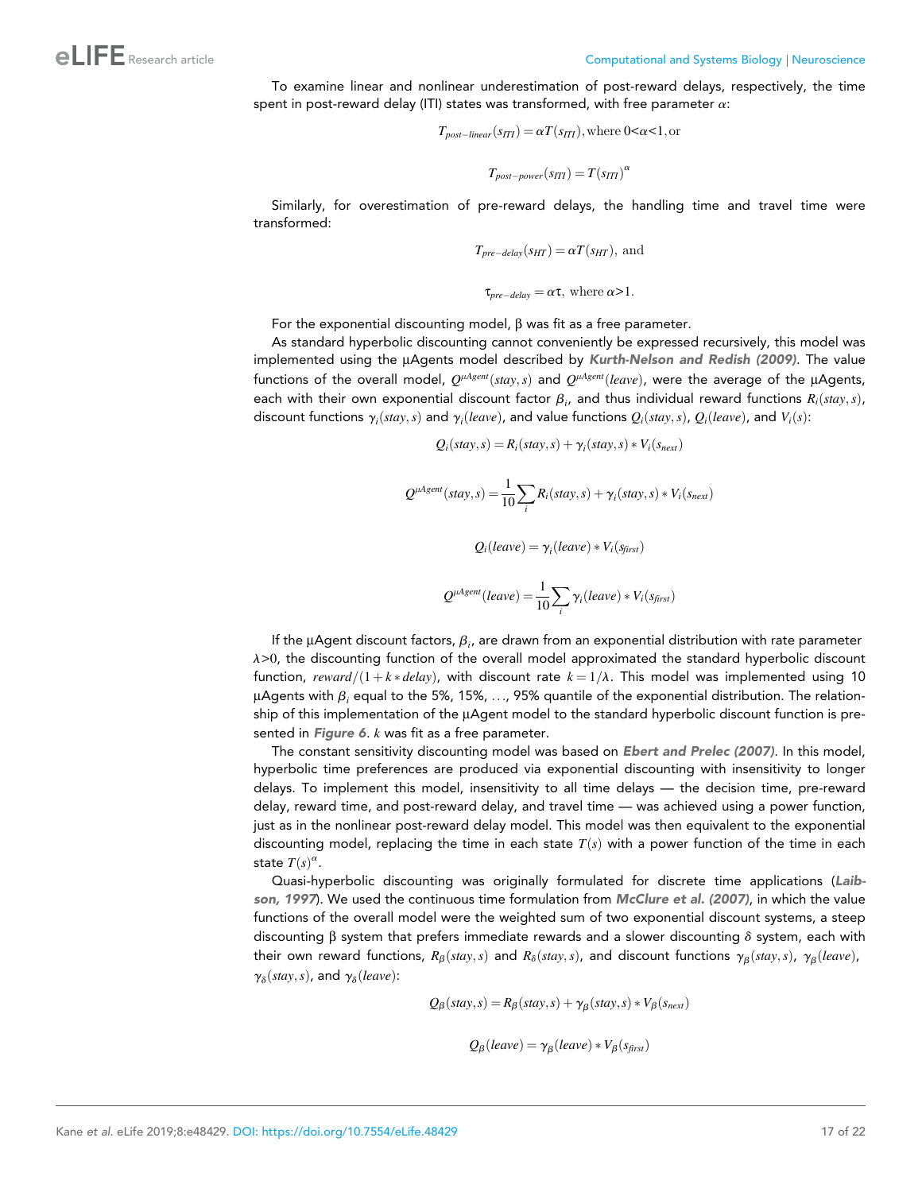To examine linear and nonlinear underestimation of post-reward delays, respectively, the time spent in post-reward delay (ITI) states was transformed, with free parameter $\alpha$:

$$T_{post-linear}(s_{ITI}) = \alpha T(s_{ITI}), \text{where } 0<\alpha<1, \text{or}$$

$$T_{post-power}(s_{ITI}) = T(s_{ITI})^{\alpha}$$

Similarly, for overestimation of pre-reward delays, the handling time and travel time were transformed:

$$T_{pre-delay}(s_{HT}) = \alpha T(s_{HT}), \text{ and}$$

$$\tau_{pre-delay} = \alpha\tau, \text{ where } \alpha>1.$$

For the exponential discounting model, β was fit as a free parameter.

As standard hyperbolic discounting cannot conveniently be expressed recursively, this model was implemented using the μAgents model described by ***Kurth-Nelson and Redish (2009)***. The value functions of the overall model, $Q^{\mu Agent}(stay, s)$ and $Q^{\mu Agent}(leave)$, were the average of the μAgents, each with their own exponential discount factor $\beta_i$, and thus individual reward functions $R_i(stay, s)$, discount functions $\gamma_i(stay, s)$ and $\gamma_i(leave)$, and value functions $Q_i(stay, s)$, $Q_i(leave)$, and $V_i(s)$:

$$Q_i(stay, s) = R_i(stay, s) + \gamma_i(stay, s) * V_i(s_{next})$$

$$Q^{\mu Agent}(stay, s) = \frac{1}{10}\sum_i R_i(stay, s) + \gamma_i(stay, s) * V_i(s_{next})$$

$$Q_i(leave) = \gamma_i(leave) * V_i(s_{first})$$

$$Q^{\mu Agent}(leave) = \frac{1}{10}\sum_i \gamma_i(leave) * V_i(s_{first})$$

If the μAgent discount factors, $\beta_i$, are drawn from an exponential distribution with rate parameter $\lambda>0$, the discounting function of the overall model approximated the standard hyperbolic discount function, $reward/(1 + k * delay)$, with discount rate $k = 1/\lambda$. This model was implemented using 10 μAgents with $\beta_i$ equal to the 5%, 15%, …, 95% quantile of the exponential distribution. The relationship of this implementation of the μAgent model to the standard hyperbolic discount function is presented in ***Figure 6***. $k$ was fit as a free parameter.

The constant sensitivity discounting model was based on ***Ebert and Prelec (2007)***. In this model, hyperbolic time preferences are produced via exponential discounting with insensitivity to longer delays. To implement this model, insensitivity to all time delays — the decision time, pre-reward delay, reward time, and post-reward delay, and travel time — was achieved using a power function, just as in the nonlinear post-reward delay model. This model was then equivalent to the exponential discounting model, replacing the time in each state $T(s)$ with a power function of the time in each state $T(s)^{\alpha}$.

Quasi-hyperbolic discounting was originally formulated for discrete time applications (***Laibson, 1997***). We used the continuous time formulation from ***McClure et al. (2007)***, in which the value functions of the overall model were the weighted sum of two exponential discount systems, a steep discounting β system that prefers immediate rewards and a slower discounting $\delta$ system, each with their own reward functions, $R_\beta(stay, s)$ and $R_\delta(stay, s)$, and discount functions $\gamma_\beta(stay, s)$, $\gamma_\beta(leave)$, $\gamma_\delta(stay, s)$, and $\gamma_\delta(leave)$:

$$Q_\beta(stay, s) = R_\beta(stay, s) + \gamma_\beta(stay, s) * V_\beta(s_{next})$$

$$Q_\beta(leave) = \gamma_\beta(leave) * V_\beta(s_{first})$$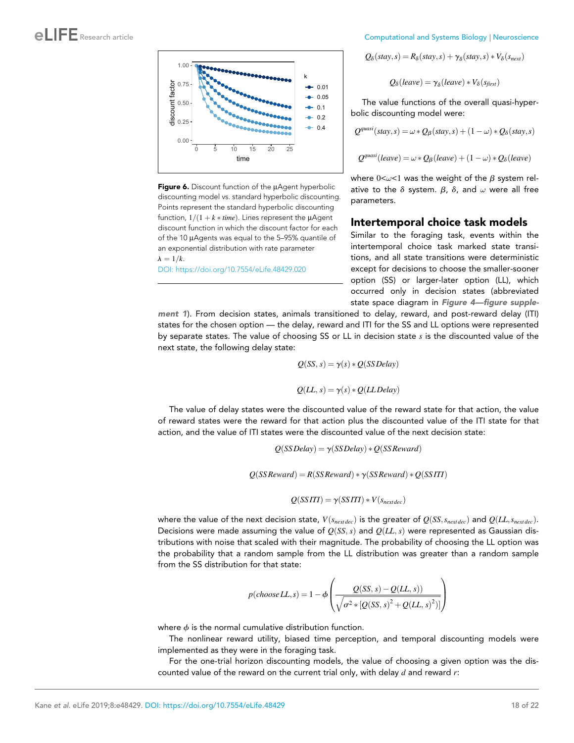1.00
0.75
0.50
0.25
0.00
discount factor
0
5
10
15
20
25
time
k
0.01
0.05
0.1
0.2
0.4

**Figure 6.** Discount function of the μAgent hyperbolic discounting model vs. standard hyperbolic discounting. Points represent the standard hyperbolic discounting function, $1/(1 + k * time)$. Lines represent the μAgent discount function in which the discount factor for each of the 10 μAgents was equal to the 5–95% quantile of an exponential distribution with rate parameter $\lambda = 1/k$.

DOI: https://doi.org/10.7554/eLife.48429.020

$$Q_\delta(stay, s) = R_\delta(stay, s) + \gamma_\delta(stay, s) * V_\delta(s_{next})$$

$$Q_\delta(leave) = \gamma_\delta(leave) * V_\delta(s_{first})$$

The value functions of the overall quasi-hyperbolic discounting model were:

$$Q^{quasi}(stay, s) = \omega * Q_\beta(stay, s) + (1 - \omega) * Q_\delta(stay, s)$$

$$Q^{quasi}(leave) = \omega * Q_\beta(leave) + (1 - \omega) * Q_\delta(leave)$$

where $0<\omega<1$ was the weight of the $\beta$ system relative to the $\delta$ system. $\beta$, $\delta$, and $\omega$ were all free parameters.

## Intertemporal choice task models

Similar to the foraging task, events within the intertemporal choice task marked state transitions, and all state transitions were deterministic except for decisions to choose the smaller-sooner option (SS) or larger-later option (LL), which occurred only in decision states (abbreviated state space diagram in ***Figure 4—figure supplement 1***). From decision states, animals transitioned to delay, reward, and post-reward delay (ITI) states for the chosen option — the delay, reward and ITI for the SS and LL options were represented by separate states. The value of choosing SS or LL in decision state $s$ is the discounted value of the next state, the following delay state:

$$Q(SS, s) = \gamma(s) * Q(SSDelay)$$

$$Q(LL, s) = \gamma(s) * Q(LLDelay)$$

The value of delay states were the discounted value of the reward state for that action, the value of reward states were the reward for that action plus the discounted value of the ITI state for that action, and the value of ITI states were the discounted value of the next decision state:

$$Q(SSDelay) = \gamma(SSDelay) * Q(SSReward)$$

$$Q(SSReward) = R(SSReward) * \gamma(SSReward) * Q(SSITI)$$

$$Q(SSITI) = \gamma(SSITI) * V(s_{nextdec})$$

where the value of the next decision state, $V(s_{nextdec})$ is the greater of $Q(SS, s_{nextdec})$ and $Q(LL, s_{nextdec})$. Decisions were made assuming the value of $Q(SS, s)$ and $Q(LL, s)$ were represented as Gaussian distributions with noise that scaled with their magnitude. The probability of choosing the LL option was the probability that a random sample from the LL distribution was greater than a random sample from the SS distribution for that state:

$$p(choose\,LL, s) = 1 - \phi\left(\frac{Q(SS, s) - Q(LL, s))}{\sqrt{\sigma^2 * [Q(SS, s)^2 + Q(LL, s)^2)]}}\right)$$

where $\phi$ is the normal cumulative distribution function.

The nonlinear reward utility, biased time perception, and temporal discounting models were implemented as they were in the foraging task.

For the one-trial horizon discounting models, the value of choosing a given option was the discounted value of the reward on the current trial only, with delay $d$ and reward $r$: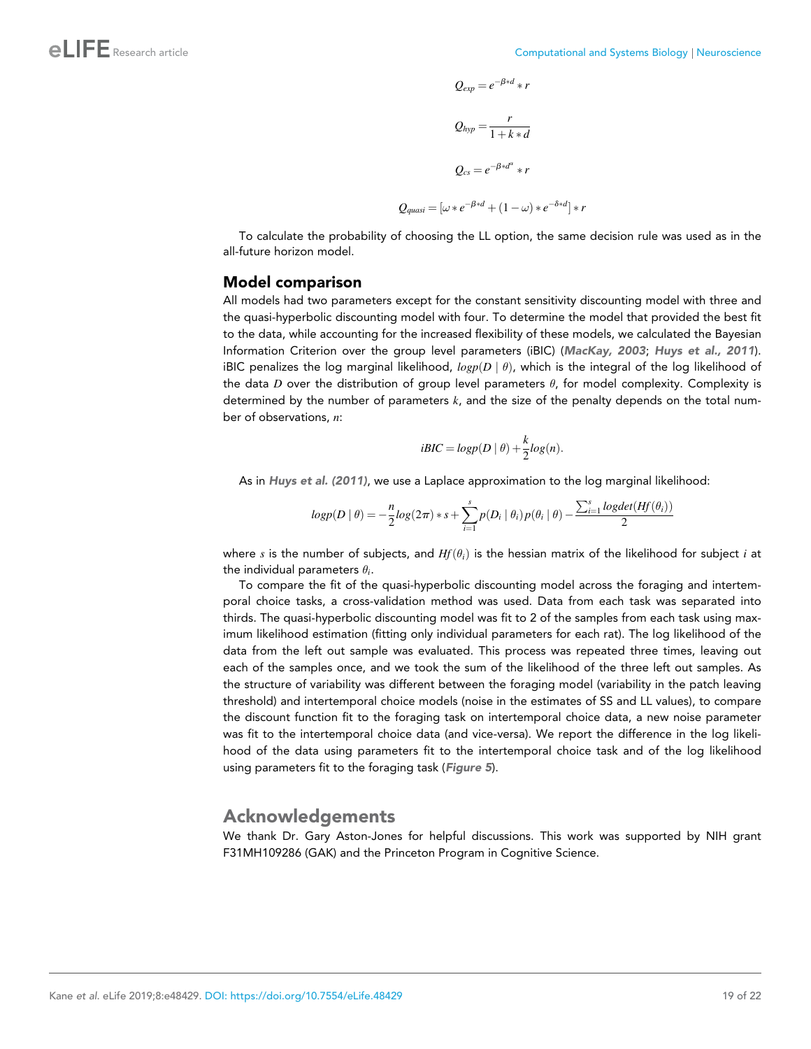$$Q_{exp} = e^{-\beta * d} * r$$

$$Q_{hyp} = \frac{r}{1 + k * d}$$

$$Q_{cs} = e^{-\beta * d^{\alpha}} * r$$

$$Q_{quasi} = [\omega * e^{-\beta * d} + (1 - \omega) * e^{-\delta * d}] * r$$

To calculate the probability of choosing the LL option, the same decision rule was used as in the all-future horizon model.

## Model comparison

All models had two parameters except for the constant sensitivity discounting model with three and the quasi-hyperbolic discounting model with four. To determine the model that provided the best fit to the data, while accounting for the increased flexibility of these models, we calculated the Bayesian Information Criterion over the group level parameters (iBIC) (**MacKay, 2003**; **Huys et al., 2011**). iBIC penalizes the log marginal likelihood, $logp(D \mid \theta)$, which is the integral of the log likelihood of the data $D$ over the distribution of group level parameters $\theta$, for model complexity. Complexity is determined by the number of parameters $k$, and the size of the penalty depends on the total number of observations, $n$:

$$iBIC = logp(D \mid \theta) + \frac{k}{2} log(n).$$

As in **Huys et al. (2011)**, we use a Laplace approximation to the log marginal likelihood:

$$logp(D \mid \theta) = -\frac{n}{2} log(2\pi) * s + \sum_{i=1}^{s} p(D_i \mid \theta_i) p(\theta_i \mid \theta) - \frac{\sum_{i=1}^{s} logdet(Hf(\theta_i))}{2}$$

where $s$ is the number of subjects, and $Hf(\theta_i)$ is the hessian matrix of the likelihood for subject $i$ at the individual parameters $\theta_i$.

To compare the fit of the quasi-hyperbolic discounting model across the foraging and intertemporal choice tasks, a cross-validation method was used. Data from each task was separated into thirds. The quasi-hyperbolic discounting model was fit to 2 of the samples from each task using maximum likelihood estimation (fitting only individual parameters for each rat). The log likelihood of the data from the left out sample was evaluated. This process was repeated three times, leaving out each of the samples once, and we took the sum of the likelihood of the three left out samples. As the structure of variability was different between the foraging model (variability in the patch leaving threshold) and intertemporal choice models (noise in the estimates of SS and LL values), to compare the discount function fit to the foraging task on intertemporal choice data, a new noise parameter was fit to the intertemporal choice data (and vice-versa). We report the difference in the log likelihood of the data using parameters fit to the intertemporal choice task and of the log likelihood using parameters fit to the foraging task (**Figure 5**).

# Acknowledgements

We thank Dr. Gary Aston-Jones for helpful discussions. This work was supported by NIH grant F31MH109286 (GAK) and the Princeton Program in Cognitive Science.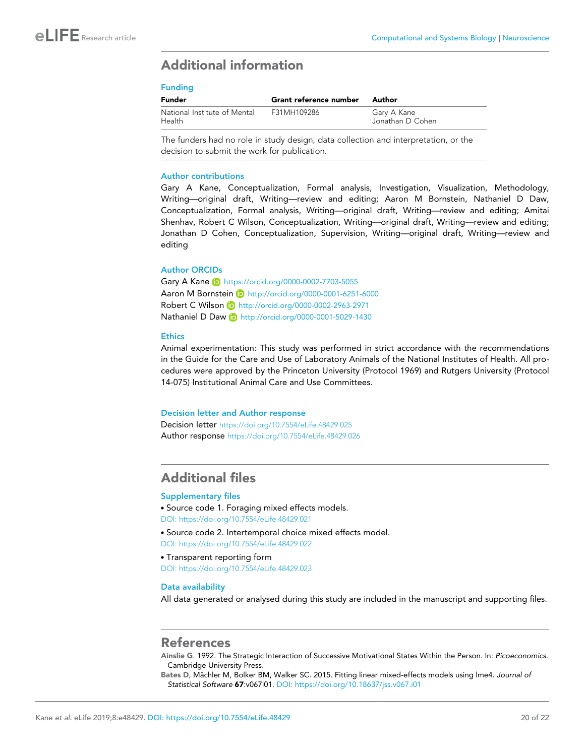## Additional information

### Funding

| Funder | Grant reference number | Author |
|---|---|---|
| National Institute of Mental Health | F31MH109286 | Gary A Kane<br>Jonathan D Cohen |

The funders had no role in study design, data collection and interpretation, or the decision to submit the work for publication.

### Author contributions

Gary A Kane, Conceptualization, Formal analysis, Investigation, Visualization, Methodology, Writing—original draft, Writing—review and editing; Aaron M Bornstein, Nathaniel D Daw, Conceptualization, Formal analysis, Writing—original draft, Writing—review and editing; Amitai Shenhav, Robert C Wilson, Conceptualization, Writing—original draft, Writing—review and editing; Jonathan D Cohen, Conceptualization, Supervision, Writing—original draft, Writing—review and editing

### Author ORCIDs

Gary A Kane https://orcid.org/0000-0002-7703-5055
Aaron M Bornstein http://orcid.org/0000-0001-6251-6000
Robert C Wilson http://orcid.org/0000-0002-2963-2971
Nathaniel D Daw http://orcid.org/0000-0001-5029-1430

### Ethics

Animal experimentation: This study was performed in strict accordance with the recommendations in the Guide for the Care and Use of Laboratory Animals of the National Institutes of Health. All procedures were approved by the Princeton University (Protocol 1969) and Rutgers University (Protocol 14-075) Institutional Animal Care and Use Committees.

### Decision letter and Author response

Decision letter https://doi.org/10.7554/eLife.48429.025
Author response https://doi.org/10.7554/eLife.48429.026

## Additional files

### Supplementary files

- Source code 1. Foraging mixed effects models.
DOI: https://doi.org/10.7554/eLife.48429.021
- Source code 2. Intertemporal choice mixed effects model.
DOI: https://doi.org/10.7554/eLife.48429.022
- Transparent reporting form
DOI: https://doi.org/10.7554/eLife.48429.023

### Data availability

All data generated or analysed during this study are included in the manuscript and supporting files.

## References

**Ainslie G**. 1992. The Strategic Interaction of Successive Motivational States Within the Person. In: *Picoeconomics*. Cambridge University Press.

**Bates D**, Mächler M, Bolker BM, Walker SC. 2015. Fitting linear mixed-effects models using lme4. *Journal of Statistical Software* **67**:v067i01. DOI: https://doi.org/10.18637/jss.v067.i01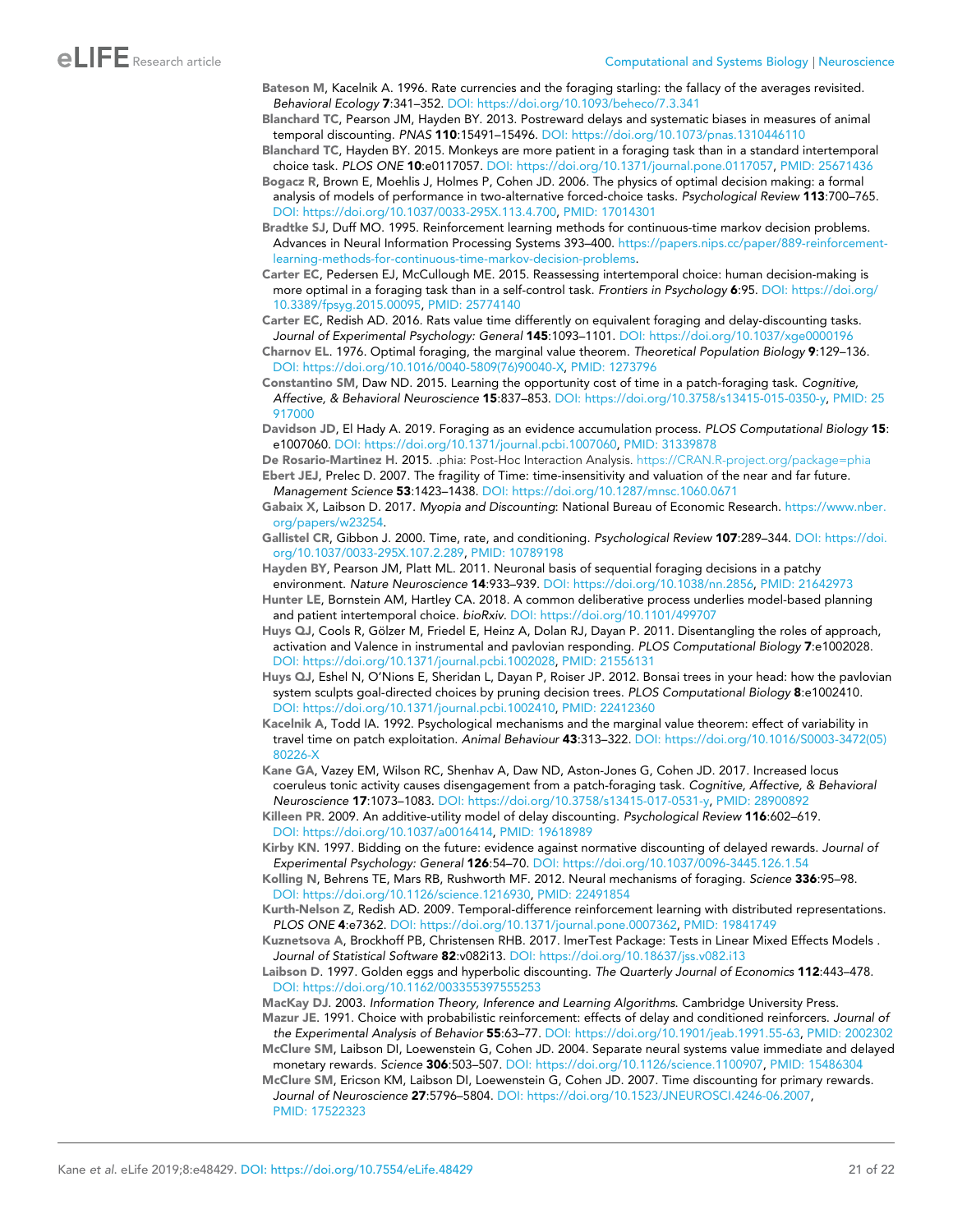Bateson M, Kacelnik A. 1996. Rate currencies and the foraging starling: the fallacy of the averages revisited. *Behavioral Ecology* **7**:341–352. DOI: https://doi.org/10.1093/beheco/7.3.341

Blanchard TC, Pearson JM, Hayden BY. 2013. Postreward delays and systematic biases in measures of animal temporal discounting. *PNAS* **110**:15491–15496. DOI: https://doi.org/10.1073/pnas.1310446110

Blanchard TC, Hayden BY. 2015. Monkeys are more patient in a foraging task than in a standard intertemporal choice task. *PLOS ONE* **10**:e0117057. DOI: https://doi.org/10.1371/journal.pone.0117057, PMID: 25671436

Bogacz R, Brown E, Moehlis J, Holmes P, Cohen JD. 2006. The physics of optimal decision making: a formal analysis of models of performance in two-alternative forced-choice tasks. *Psychological Review* **113**:700–765. DOI: https://doi.org/10.1037/0033-295X.113.4.700, PMID: 17014301

Bradtke SJ, Duff MO. 1995. Reinforcement learning methods for continuous-time markov decision problems. Advances in Neural Information Processing Systems 393–400. https://papers.nips.cc/paper/889-reinforcement-learning-methods-for-continuous-time-markov-decision-problems.

Carter EC, Pedersen EJ, McCullough ME. 2015. Reassessing intertemporal choice: human decision-making is more optimal in a foraging task than in a self-control task. *Frontiers in Psychology* **6**:95. DOI: https://doi.org/10.3389/fpsyg.2015.00095, PMID: 25774140

Carter EC, Redish AD. 2016. Rats value time differently on equivalent foraging and delay-discounting tasks. *Journal of Experimental Psychology: General* **145**:1093–1101. DOI: https://doi.org/10.1037/xge0000196

Charnov EL. 1976. Optimal foraging, the marginal value theorem. *Theoretical Population Biology* **9**:129–136. DOI: https://doi.org/10.1016/0040-5809(76)90040-X, PMID: 1273796

Constantino SM, Daw ND. 2015. Learning the opportunity cost of time in a patch-foraging task. *Cognitive, Affective, & Behavioral Neuroscience* **15**:837–853. DOI: https://doi.org/10.3758/s13415-015-0350-y, PMID: 25917000

Davidson JD, El Hady A. 2019. Foraging as an evidence accumulation process. *PLOS Computational Biology* **15**: e1007060. DOI: https://doi.org/10.1371/journal.pcbi.1007060, PMID: 31339878

De Rosario-Martinez H. 2015. .phia: Post-Hoc Interaction Analysis. https://CRAN.R-project.org/package=phia

Ebert JEJ, Prelec D. 2007. The fragility of Time: time-insensitivity and valuation of the near and far future. *Management Science* **53**:1423–1438. DOI: https://doi.org/10.1287/mnsc.1060.0671

Gabaix X, Laibson D. 2017. *Myopia and Discounting*: National Bureau of Economic Research. https://www.nber.org/papers/w23254.

Gallistel CR, Gibbon J. 2000. Time, rate, and conditioning. *Psychological Review* **107**:289–344. DOI: https://doi.org/10.1037/0033-295X.107.2.289, PMID: 10789198

Hayden BY, Pearson JM, Platt ML. 2011. Neuronal basis of sequential foraging decisions in a patchy environment. *Nature Neuroscience* **14**:933–939. DOI: https://doi.org/10.1038/nn.2856, PMID: 21642973

Hunter LE, Bornstein AM, Hartley CA. 2018. A common deliberative process underlies model-based planning and patient intertemporal choice. *bioRxiv*. DOI: https://doi.org/10.1101/499707

Huys QJ, Cools R, Gölzer M, Friedel E, Heinz A, Dolan RJ, Dayan P. 2011. Disentangling the roles of approach, activation and Valence in instrumental and pavlovian responding. *PLOS Computational Biology* **7**:e1002028. DOI: https://doi.org/10.1371/journal.pcbi.1002028, PMID: 21556131

Huys QJ, Eshel N, O'Nions E, Sheridan L, Dayan P, Roiser JP. 2012. Bonsai trees in your head: how the pavlovian system sculpts goal-directed choices by pruning decision trees. *PLOS Computational Biology* **8**:e1002410. DOI: https://doi.org/10.1371/journal.pcbi.1002410, PMID: 22412360

Kacelnik A, Todd IA. 1992. Psychological mechanisms and the marginal value theorem: effect of variability in travel time on patch exploitation. *Animal Behaviour* **43**:313–322. DOI: https://doi.org/10.1016/S0003-3472(05)80226-X

Kane GA, Vazey EM, Wilson RC, Shenhav A, Daw ND, Aston-Jones G, Cohen JD. 2017. Increased locus coeruleus tonic activity causes disengagement from a patch-foraging task. *Cognitive, Affective, & Behavioral Neuroscience* **17**:1073–1083. DOI: https://doi.org/10.3758/s13415-017-0531-y, PMID: 28900892

Killeen PR. 2009. An additive-utility model of delay discounting. *Psychological Review* **116**:602–619. DOI: https://doi.org/10.1037/a0016414, PMID: 19618989

Kirby KN. 1997. Bidding on the future: evidence against normative discounting of delayed rewards. *Journal of Experimental Psychology: General* **126**:54–70. DOI: https://doi.org/10.1037/0096-3445.126.1.54

Kolling N, Behrens TE, Mars RB, Rushworth MF. 2012. Neural mechanisms of foraging. *Science* **336**:95–98. DOI: https://doi.org/10.1126/science.1216930, PMID: 22491854

Kurth-Nelson Z, Redish AD. 2009. Temporal-difference reinforcement learning with distributed representations. *PLOS ONE* **4**:e7362. DOI: https://doi.org/10.1371/journal.pone.0007362, PMID: 19841749

Kuznetsova A, Brockhoff PB, Christensen RHB. 2017. lmerTest Package: Tests in Linear Mixed Effects Models . *Journal of Statistical Software* **82**:v082i13. DOI: https://doi.org/10.18637/jss.v082.i13

Laibson D. 1997. Golden eggs and hyperbolic discounting. *The Quarterly Journal of Economics* **112**:443–478. DOI: https://doi.org/10.1162/003355397555253

MacKay DJ. 2003. *Information Theory, Inference and Learning Algorithms*. Cambridge University Press.

Mazur JE. 1991. Choice with probabilistic reinforcement: effects of delay and conditioned reinforcers. *Journal of the Experimental Analysis of Behavior* **55**:63–77. DOI: https://doi.org/10.1901/jeab.1991.55-63, PMID: 2002302

McClure SM, Laibson DI, Loewenstein G, Cohen JD. 2004. Separate neural systems value immediate and delayed monetary rewards. *Science* **306**:503–507. DOI: https://doi.org/10.1126/science.1100907, PMID: 15486304

McClure SM, Ericson KM, Laibson DI, Loewenstein G, Cohen JD. 2007. Time discounting for primary rewards. *Journal of Neuroscience* **27**:5796–5804. DOI: https://doi.org/10.1523/JNEUROSCI.4246-06.2007, PMID: 17522323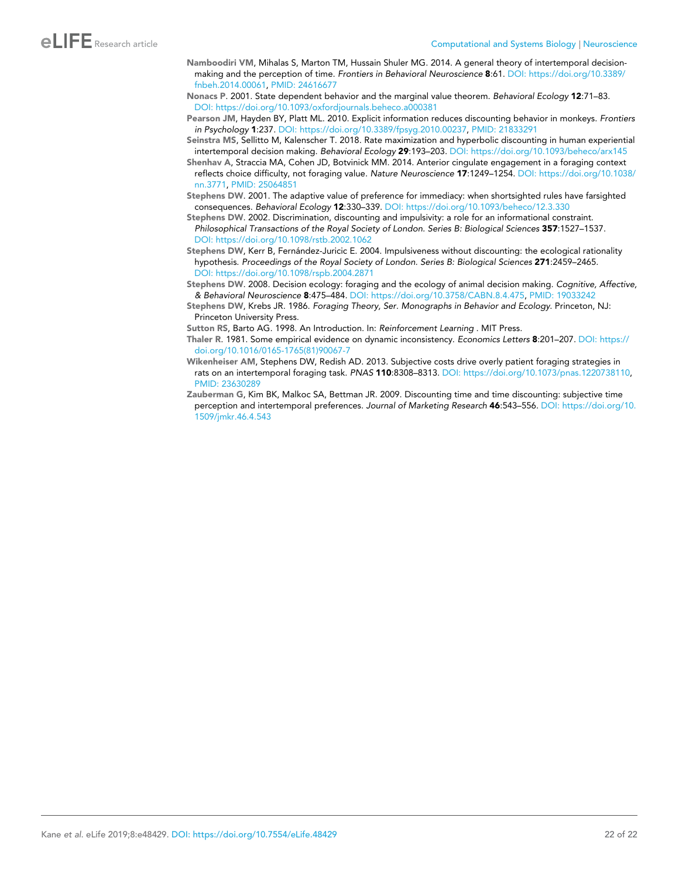**Namboodiri VM**, Mihalas S, Marton TM, Hussain Shuler MG. 2014. A general theory of intertemporal decision-making and the perception of time. *Frontiers in Behavioral Neuroscience* **8**:61. DOI: https://doi.org/10.3389/fnbeh.2014.00061, PMID: 24616677

**Nonacs P**. 2001. State dependent behavior and the marginal value theorem. *Behavioral Ecology* **12**:71–83. DOI: https://doi.org/10.1093/oxfordjournals.beheco.a000381

**Pearson JM**, Hayden BY, Platt ML. 2010. Explicit information reduces discounting behavior in monkeys. *Frontiers in Psychology* **1**:237. DOI: https://doi.org/10.3389/fpsyg.2010.00237, PMID: 21833291

**Seinstra MS**, Sellitto M, Kalenscher T. 2018. Rate maximization and hyperbolic discounting in human experiential intertemporal decision making. *Behavioral Ecology* **29**:193–203. DOI: https://doi.org/10.1093/beheco/arx145

**Shenhav A**, Straccia MA, Cohen JD, Botvinick MM. 2014. Anterior cingulate engagement in a foraging context reflects choice difficulty, not foraging value. *Nature Neuroscience* **17**:1249–1254. DOI: https://doi.org/10.1038/nn.3771, PMID: 25064851

**Stephens DW**. 2001. The adaptive value of preference for immediacy: when shortsighted rules have farsighted consequences. *Behavioral Ecology* **12**:330–339. DOI: https://doi.org/10.1093/beheco/12.3.330

**Stephens DW**. 2002. Discrimination, discounting and impulsivity: a role for an informational constraint. *Philosophical Transactions of the Royal Society of London. Series B: Biological Sciences* **357**:1527–1537. DOI: https://doi.org/10.1098/rstb.2002.1062

**Stephens DW**, Kerr B, Fernández-Juricic E. 2004. Impulsiveness without discounting: the ecological rationality hypothesis. *Proceedings of the Royal Society of London. Series B: Biological Sciences* **271**:2459–2465. DOI: https://doi.org/10.1098/rspb.2004.2871

**Stephens DW**. 2008. Decision ecology: foraging and the ecology of animal decision making. *Cognitive, Affective, & Behavioral Neuroscience* **8**:475–484. DOI: https://doi.org/10.3758/CABN.8.4.475, PMID: 19033242

**Stephens DW**, Krebs JR. 1986. *Foraging Theory, Ser. Monographs in Behavior and Ecology*. Princeton, NJ: Princeton University Press.

**Sutton RS**, Barto AG. 1998. An Introduction. In: *Reinforcement Learning* . MIT Press.

**Thaler R**. 1981. Some empirical evidence on dynamic inconsistency. *Economics Letters* **8**:201–207. DOI: https://doi.org/10.1016/0165-1765(81)90067-7

**Wikenheiser AM**, Stephens DW, Redish AD. 2013. Subjective costs drive overly patient foraging strategies in rats on an intertemporal foraging task. *PNAS* **110**:8308–8313. DOI: https://doi.org/10.1073/pnas.1220738110, PMID: 23630289

**Zauberman G**, Kim BK, Malkoc SA, Bettman JR. 2009. Discounting time and time discounting: subjective time perception and intertemporal preferences. *Journal of Marketing Research* **46**:543–556. DOI: https://doi.org/10.1509/jmkr.46.4.543